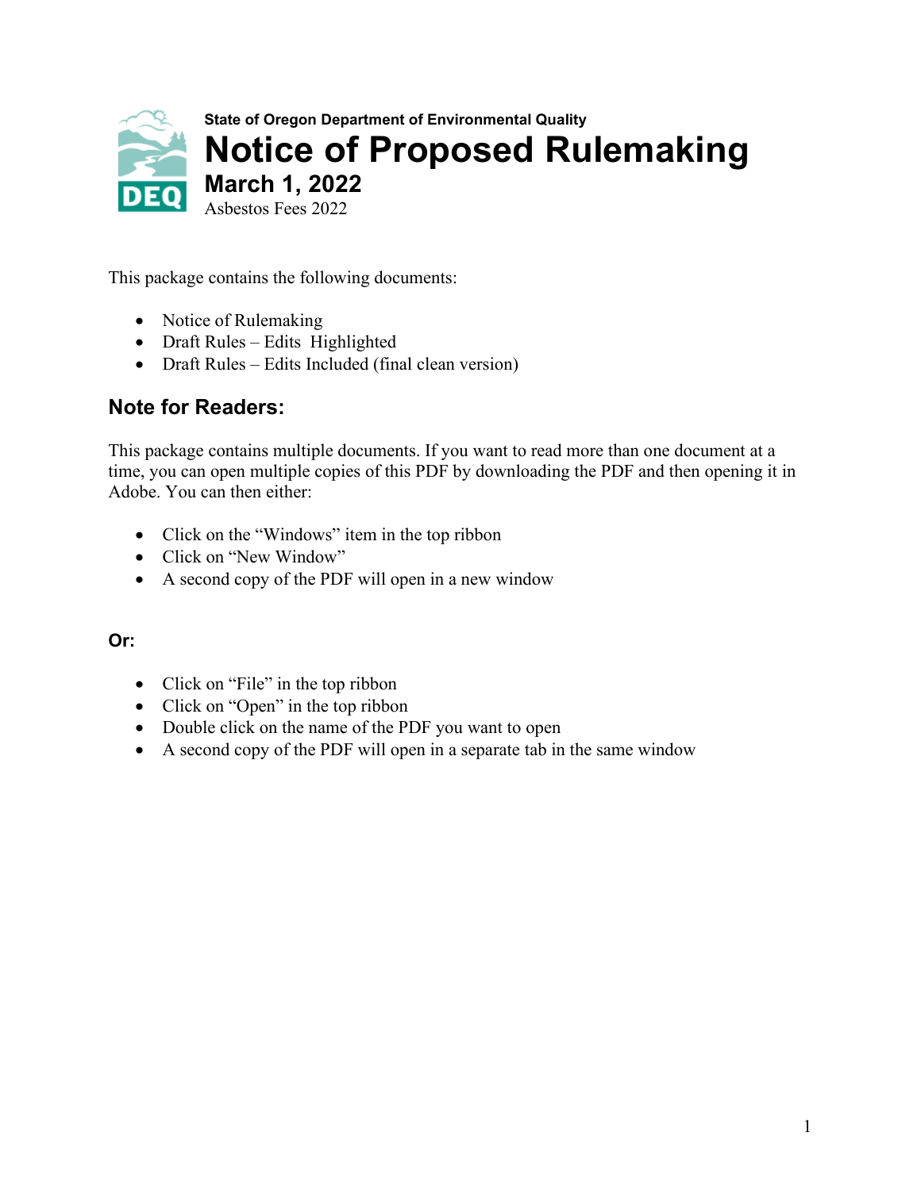State of Oregon Department of Environmental Quality

# Notice of Proposed Rulemaking

## March 1, 2022

Asbestos Fees 2022

This package contains the following documents:

- Notice of Rulemaking
- Draft Rules – Edits Highlighted
- Draft Rules – Edits Included (final clean version)

## Note for Readers:

This package contains multiple documents. If you want to read more than one document at a time, you can open multiple copies of this PDF by downloading the PDF and then opening it in Adobe. You can then either:

- Click on the "Windows" item in the top ribbon
- Click on "New Window"
- A second copy of the PDF will open in a new window

### Or:

- Click on "File" in the top ribbon
- Click on "Open" in the top ribbon
- Double click on the name of the PDF you want to open
- A second copy of the PDF will open in a separate tab in the same window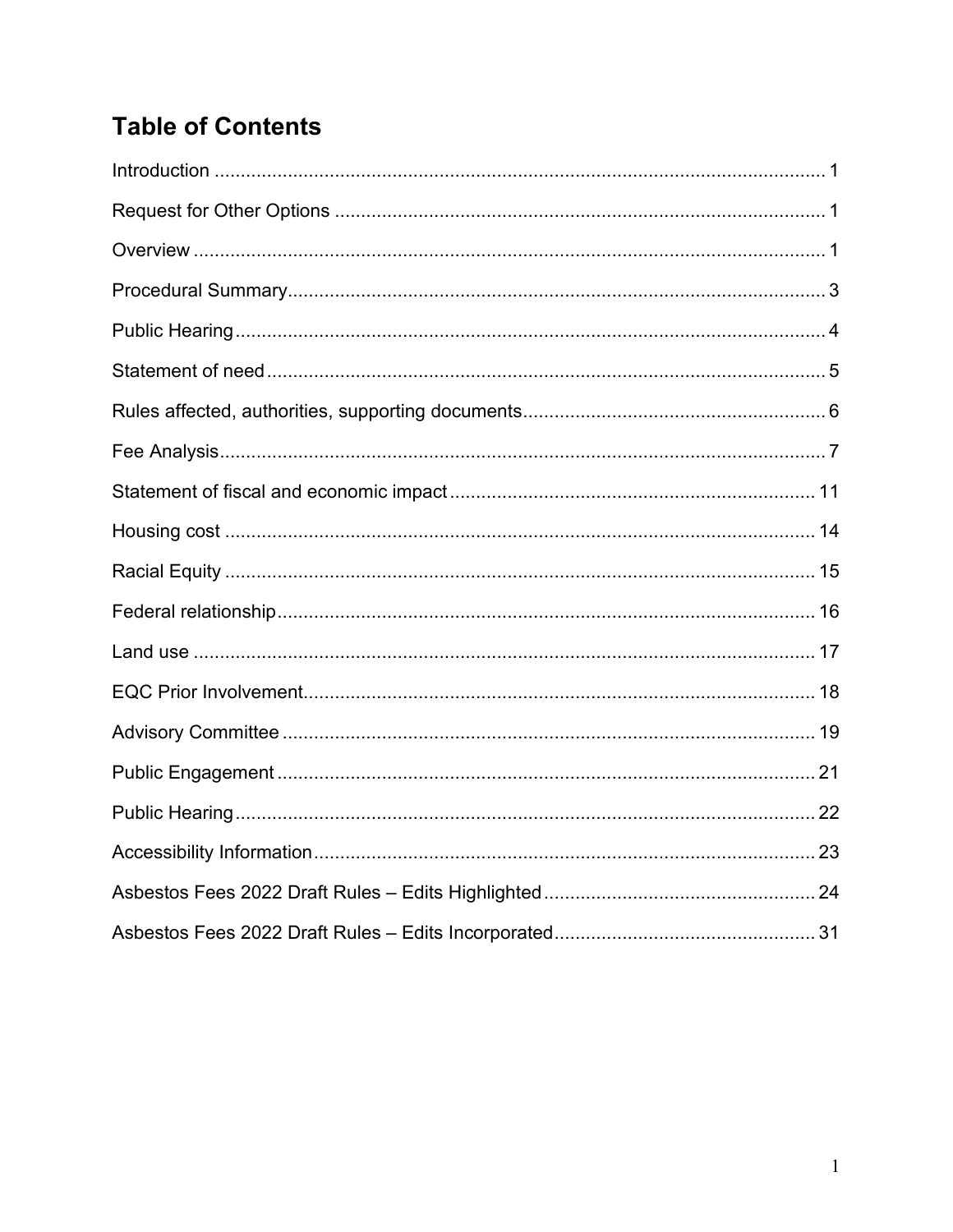# Table of Contents

| | |
|---|---|
| Introduction | 1 |
| Request for Other Options | 1 |
| Overview | 1 |
| Procedural Summary | 3 |
| Public Hearing | 4 |
| Statement of need | 5 |
| Rules affected, authorities, supporting documents | 6 |
| Fee Analysis | 7 |
| Statement of fiscal and economic impact | 11 |
| Housing cost | 14 |
| Racial Equity | 15 |
| Federal relationship | 16 |
| Land use | 17 |
| EQC Prior Involvement | 18 |
| Advisory Committee | 19 |
| Public Engagement | 21 |
| Public Hearing | 22 |
| Accessibility Information | 23 |
| Asbestos Fees 2022 Draft Rules – Edits Highlighted | 24 |
| Asbestos Fees 2022 Draft Rules – Edits Incorporated | 31 |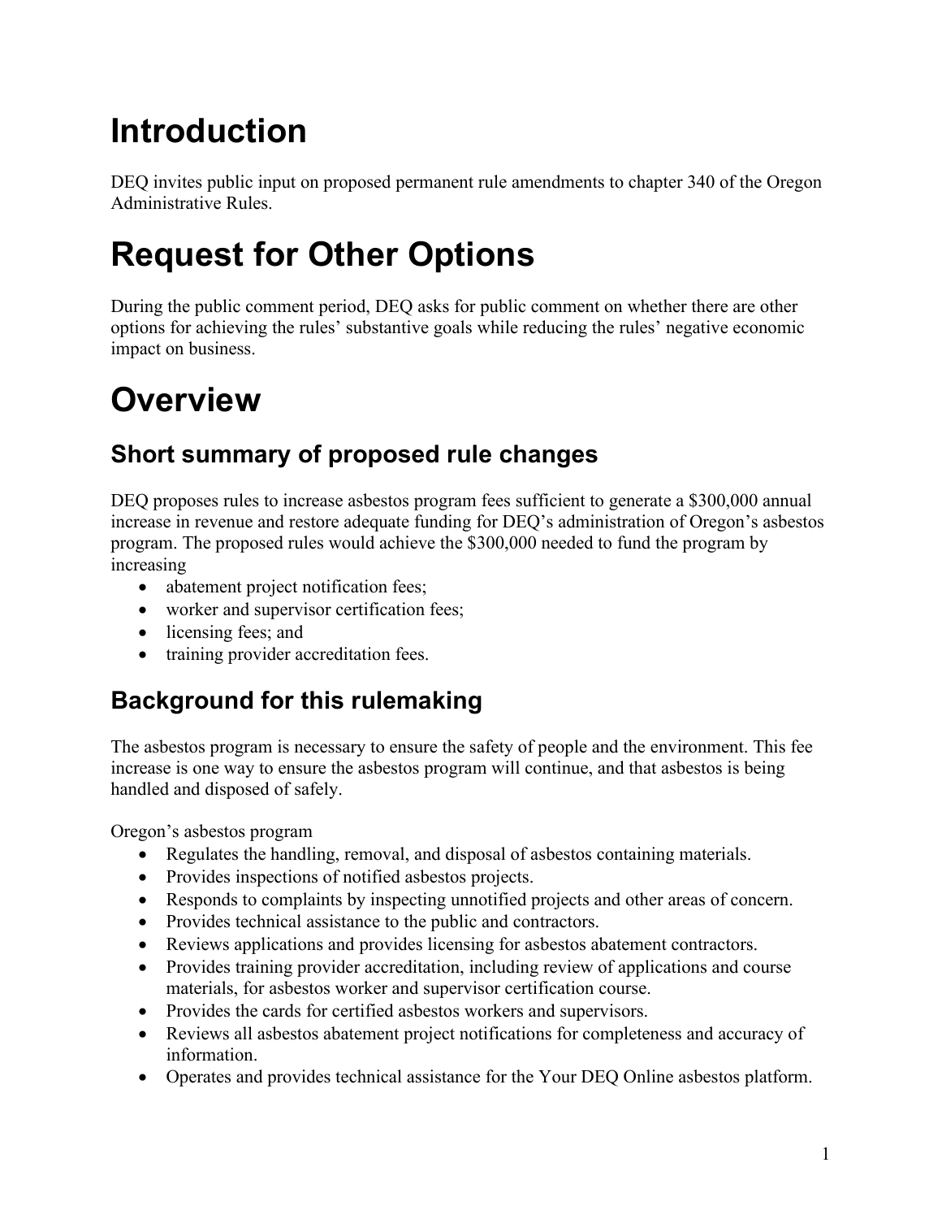# Introduction

DEQ invites public input on proposed permanent rule amendments to chapter 340 of the Oregon Administrative Rules.

# Request for Other Options

During the public comment period, DEQ asks for public comment on whether there are other options for achieving the rules' substantive goals while reducing the rules' negative economic impact on business.

# Overview

## Short summary of proposed rule changes

DEQ proposes rules to increase asbestos program fees sufficient to generate a $300,000 annual increase in revenue and restore adequate funding for DEQ's administration of Oregon's asbestos program. The proposed rules would achieve the $300,000 needed to fund the program by increasing

- abatement project notification fees;
- worker and supervisor certification fees;
- licensing fees; and
- training provider accreditation fees.

## Background for this rulemaking

The asbestos program is necessary to ensure the safety of people and the environment. This fee increase is one way to ensure the asbestos program will continue, and that asbestos is being handled and disposed of safely.

Oregon's asbestos program

- Regulates the handling, removal, and disposal of asbestos containing materials.
- Provides inspections of notified asbestos projects.
- Responds to complaints by inspecting unnotified projects and other areas of concern.
- Provides technical assistance to the public and contractors.
- Reviews applications and provides licensing for asbestos abatement contractors.
- Provides training provider accreditation, including review of applications and course materials, for asbestos worker and supervisor certification course.
- Provides the cards for certified asbestos workers and supervisors.
- Reviews all asbestos abatement project notifications for completeness and accuracy of information.
- Operates and provides technical assistance for the Your DEQ Online asbestos platform.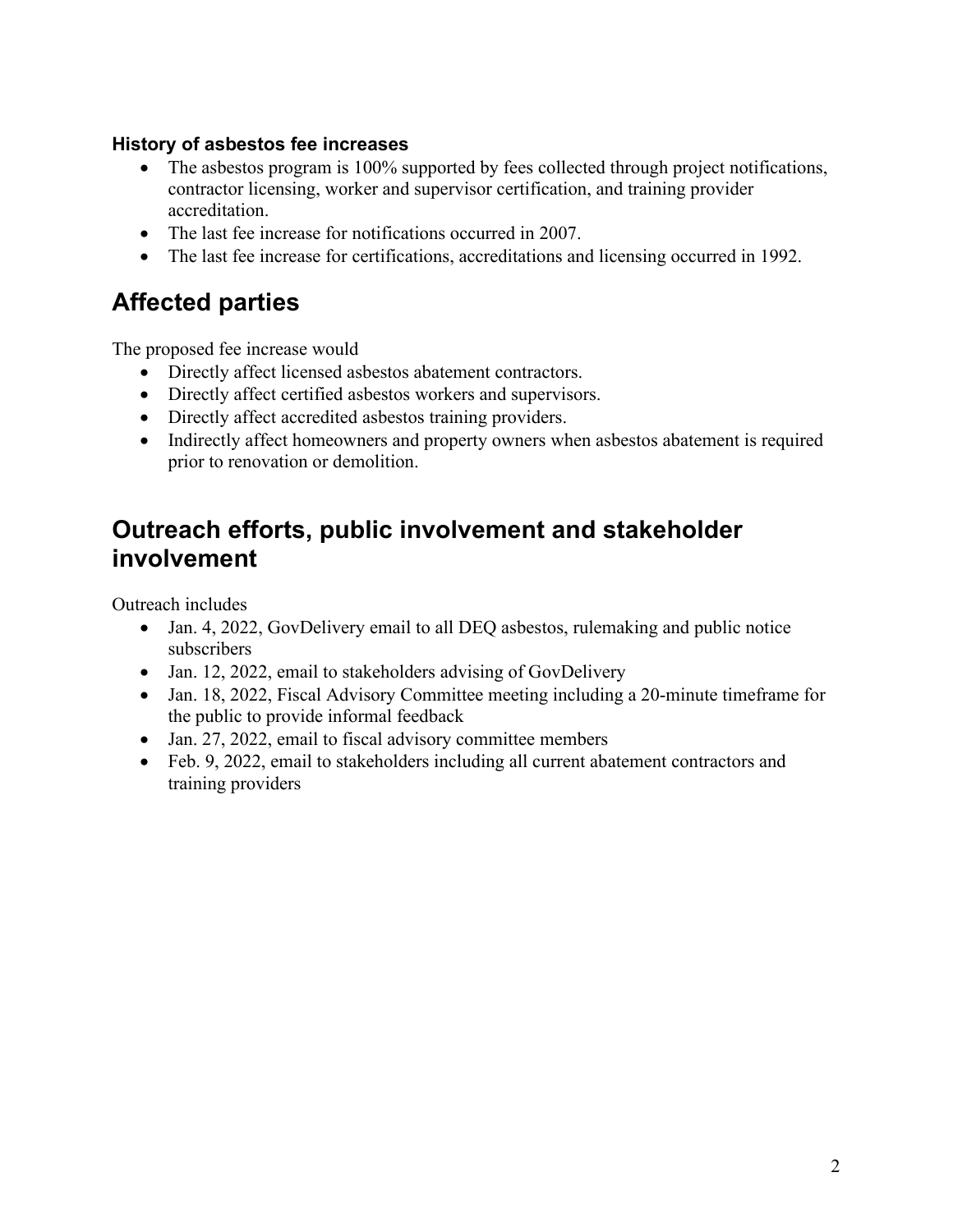### History of asbestos fee increases

- The asbestos program is 100% supported by fees collected through project notifications, contractor licensing, worker and supervisor certification, and training provider accreditation.
- The last fee increase for notifications occurred in 2007.
- The last fee increase for certifications, accreditations and licensing occurred in 1992.

## Affected parties

The proposed fee increase would

- Directly affect licensed asbestos abatement contractors.
- Directly affect certified asbestos workers and supervisors.
- Directly affect accredited asbestos training providers.
- Indirectly affect homeowners and property owners when asbestos abatement is required prior to renovation or demolition.

## Outreach efforts, public involvement and stakeholder involvement

Outreach includes

- Jan. 4, 2022, GovDelivery email to all DEQ asbestos, rulemaking and public notice subscribers
- Jan. 12, 2022, email to stakeholders advising of GovDelivery
- Jan. 18, 2022, Fiscal Advisory Committee meeting including a 20-minute timeframe for the public to provide informal feedback
- Jan. 27, 2022, email to fiscal advisory committee members
- Feb. 9, 2022, email to stakeholders including all current abatement contractors and training providers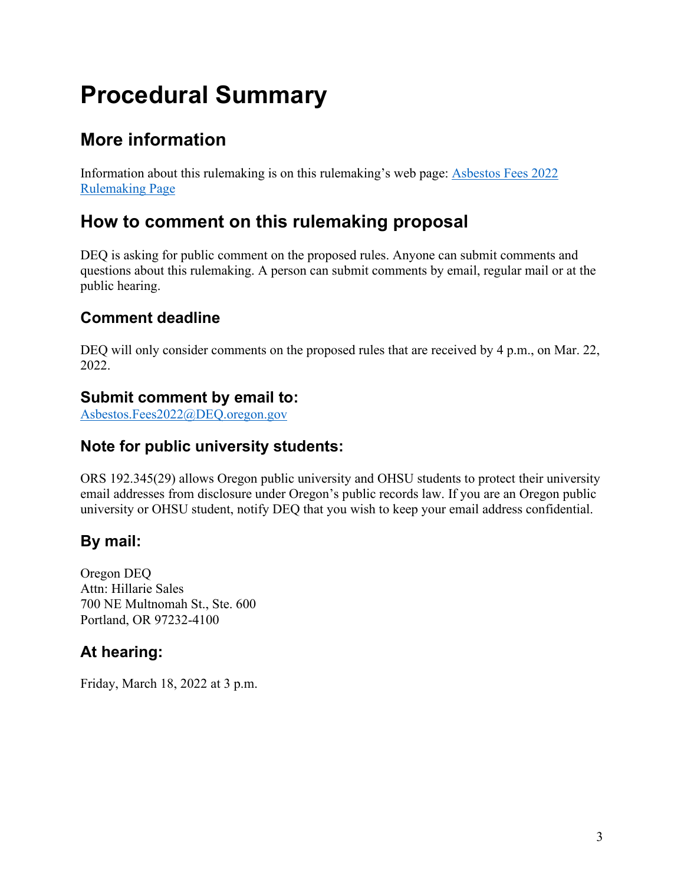# Procedural Summary

## More information

Information about this rulemaking is on this rulemaking's web page: [Asbestos Fees 2022 Rulemaking Page]()

## How to comment on this rulemaking proposal

DEQ is asking for public comment on the proposed rules. Anyone can submit comments and questions about this rulemaking. A person can submit comments by email, regular mail or at the public hearing.

### Comment deadline

DEQ will only consider comments on the proposed rules that are received by 4 p.m., on Mar. 22, 2022.

### Submit comment by email to:

[Asbestos.Fees2022@DEQ.oregon.gov](mailto:Asbestos.Fees2022@DEQ.oregon.gov)

### Note for public university students:

ORS 192.345(29) allows Oregon public university and OHSU students to protect their university email addresses from disclosure under Oregon's public records law. If you are an Oregon public university or OHSU student, notify DEQ that you wish to keep your email address confidential.

### By mail:

Oregon DEQ
Attn: Hillarie Sales
700 NE Multnomah St., Ste. 600
Portland, OR 97232-4100

### At hearing:

Friday, March 18, 2022 at 3 p.m.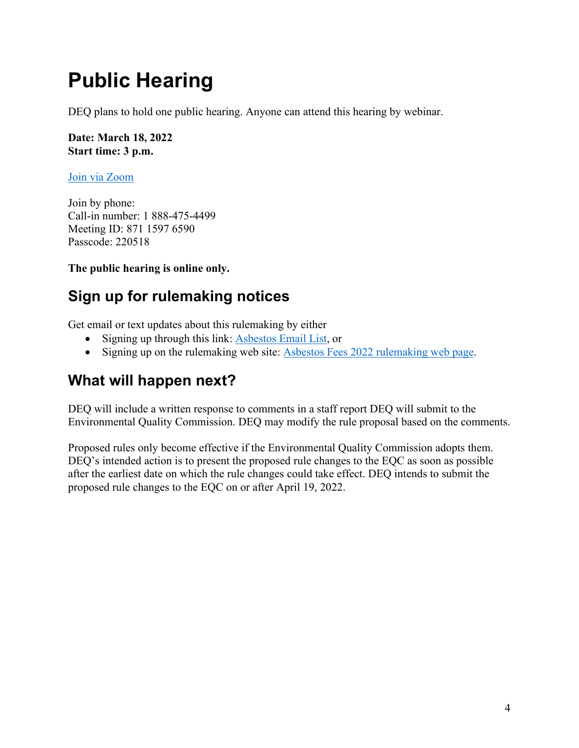# Public Hearing

DEQ plans to hold one public hearing. Anyone can attend this hearing by webinar.

**Date: March 18, 2022**
**Start time: 3 p.m.**

Join via Zoom

Join by phone:
Call-in number: 1 888-475-4499
Meeting ID: 871 1597 6590
Passcode: 220518

**The public hearing is online only.**

## Sign up for rulemaking notices

Get email or text updates about this rulemaking by either

- Signing up through this link: Asbestos Email List, or
- Signing up on the rulemaking web site: Asbestos Fees 2022 rulemaking web page.

## What will happen next?

DEQ will include a written response to comments in a staff report DEQ will submit to the Environmental Quality Commission. DEQ may modify the rule proposal based on the comments.

Proposed rules only become effective if the Environmental Quality Commission adopts them. DEQ's intended action is to present the proposed rule changes to the EQC as soon as possible after the earliest date on which the rule changes could take effect. DEQ intends to submit the proposed rule changes to the EQC on or after April 19, 2022.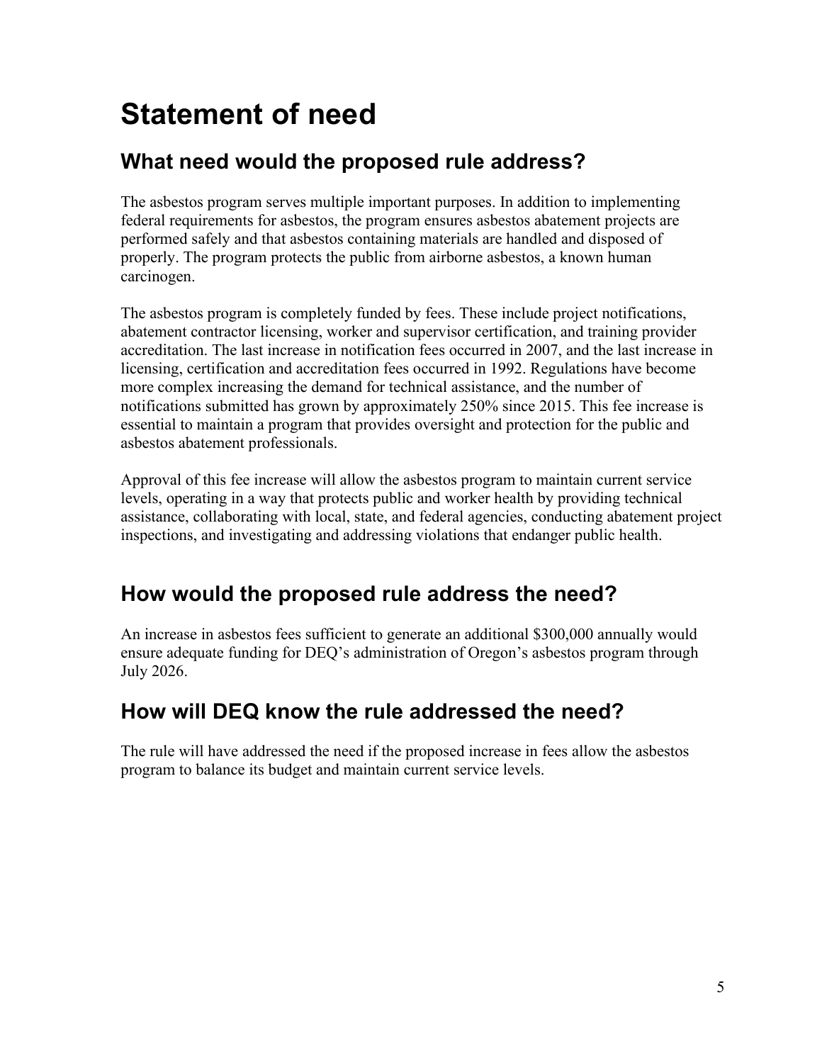# Statement of need

## What need would the proposed rule address?

The asbestos program serves multiple important purposes. In addition to implementing federal requirements for asbestos, the program ensures asbestos abatement projects are performed safely and that asbestos containing materials are handled and disposed of properly. The program protects the public from airborne asbestos, a known human carcinogen.

The asbestos program is completely funded by fees. These include project notifications, abatement contractor licensing, worker and supervisor certification, and training provider accreditation. The last increase in notification fees occurred in 2007, and the last increase in licensing, certification and accreditation fees occurred in 1992. Regulations have become more complex increasing the demand for technical assistance, and the number of notifications submitted has grown by approximately 250% since 2015. This fee increase is essential to maintain a program that provides oversight and protection for the public and asbestos abatement professionals.

Approval of this fee increase will allow the asbestos program to maintain current service levels, operating in a way that protects public and worker health by providing technical assistance, collaborating with local, state, and federal agencies, conducting abatement project inspections, and investigating and addressing violations that endanger public health.

## How would the proposed rule address the need?

An increase in asbestos fees sufficient to generate an additional $300,000 annually would ensure adequate funding for DEQ's administration of Oregon's asbestos program through July 2026.

## How will DEQ know the rule addressed the need?

The rule will have addressed the need if the proposed increase in fees allow the asbestos program to balance its budget and maintain current service levels.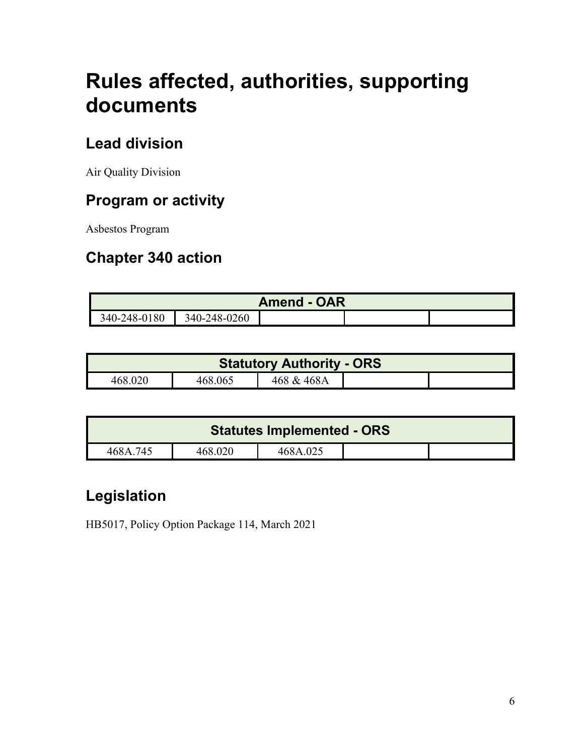# Rules affected, authorities, supporting documents

## Lead division

Air Quality Division

## Program or activity

Asbestos Program

## Chapter 340 action

| Amend - OAR | | | | |
|---|---|---|---|---|
| 340-248-0180 | 340-248-0260 | | | |

| Statutory Authority - ORS | | | | |
|---|---|---|---|---|
| 468.020 | 468.065 | 468 & 468A | | |

| Statutes Implemented - ORS | | | | |
|---|---|---|---|---|
| 468A.745 | 468.020 | 468A.025 | | |

## Legislation

HB5017, Policy Option Package 114, March 2021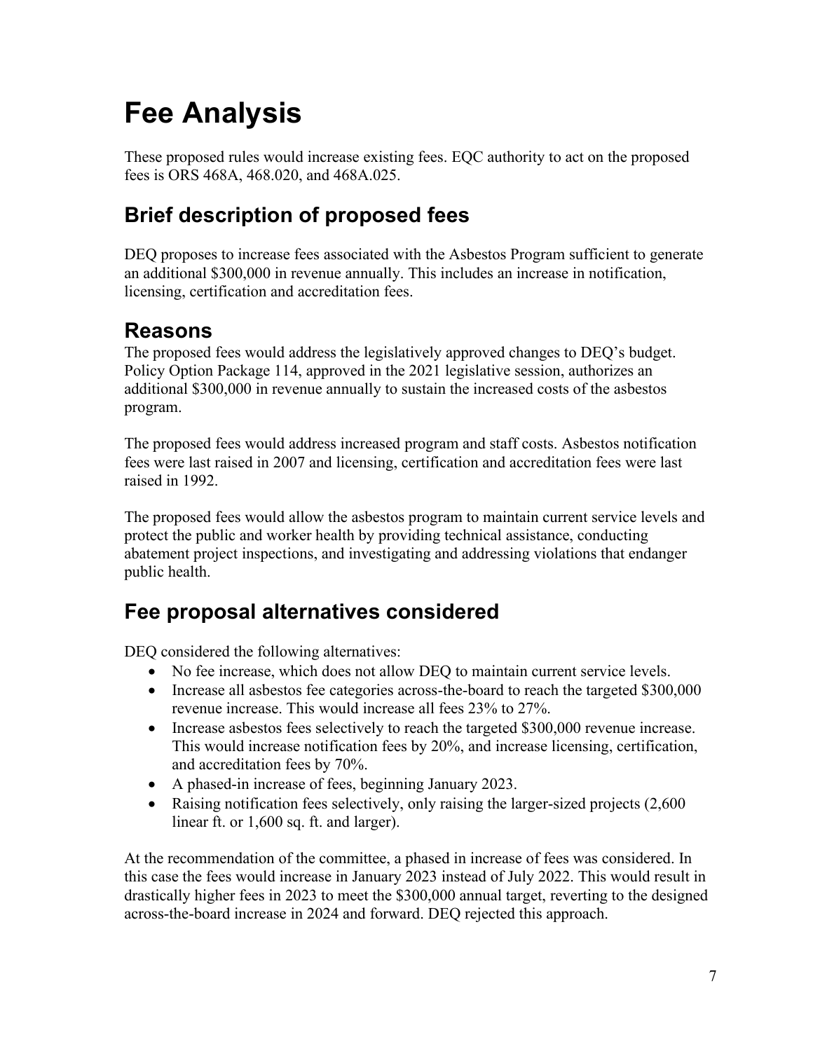# Fee Analysis

These proposed rules would increase existing fees. EQC authority to act on the proposed fees is ORS 468A, 468.020, and 468A.025.

## Brief description of proposed fees

DEQ proposes to increase fees associated with the Asbestos Program sufficient to generate an additional $300,000 in revenue annually. This includes an increase in notification, licensing, certification and accreditation fees.

## Reasons

The proposed fees would address the legislatively approved changes to DEQ's budget. Policy Option Package 114, approved in the 2021 legislative session, authorizes an additional $300,000 in revenue annually to sustain the increased costs of the asbestos program.

The proposed fees would address increased program and staff costs. Asbestos notification fees were last raised in 2007 and licensing, certification and accreditation fees were last raised in 1992.

The proposed fees would allow the asbestos program to maintain current service levels and protect the public and worker health by providing technical assistance, conducting abatement project inspections, and investigating and addressing violations that endanger public health.

## Fee proposal alternatives considered

DEQ considered the following alternatives:

- No fee increase, which does not allow DEQ to maintain current service levels.
- Increase all asbestos fee categories across-the-board to reach the targeted $300,000 revenue increase. This would increase all fees 23% to 27%.
- Increase asbestos fees selectively to reach the targeted $300,000 revenue increase. This would increase notification fees by 20%, and increase licensing, certification, and accreditation fees by 70%.
- A phased-in increase of fees, beginning January 2023.
- Raising notification fees selectively, only raising the larger-sized projects (2,600 linear ft. or 1,600 sq. ft. and larger).

At the recommendation of the committee, a phased in increase of fees was considered. In this case the fees would increase in January 2023 instead of July 2022. This would result in drastically higher fees in 2023 to meet the $300,000 annual target, reverting to the designed across-the-board increase in 2024 and forward. DEQ rejected this approach.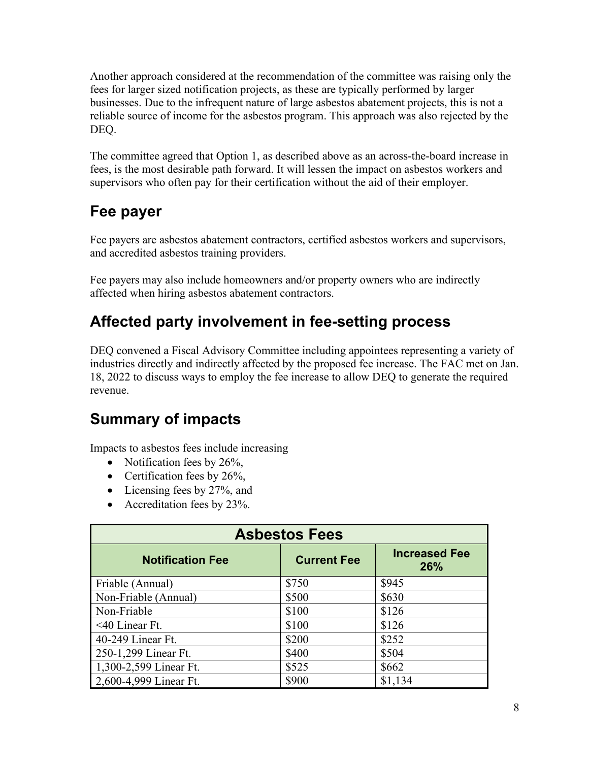Another approach considered at the recommendation of the committee was raising only the fees for larger sized notification projects, as these are typically performed by larger businesses. Due to the infrequent nature of large asbestos abatement projects, this is not a reliable source of income for the asbestos program. This approach was also rejected by the DEQ.

The committee agreed that Option 1, as described above as an across-the-board increase in fees, is the most desirable path forward. It will lessen the impact on asbestos workers and supervisors who often pay for their certification without the aid of their employer.

## Fee payer

Fee payers are asbestos abatement contractors, certified asbestos workers and supervisors, and accredited asbestos training providers.

Fee payers may also include homeowners and/or property owners who are indirectly affected when hiring asbestos abatement contractors.

## Affected party involvement in fee-setting process

DEQ convened a Fiscal Advisory Committee including appointees representing a variety of industries directly and indirectly affected by the proposed fee increase. The FAC met on Jan. 18, 2022 to discuss ways to employ the fee increase to allow DEQ to generate the required revenue.

## Summary of impacts

Impacts to asbestos fees include increasing

- Notification fees by 26%,
- Certification fees by 26%,
- Licensing fees by 27%, and
- Accreditation fees by 23%.

| Asbestos Fees | | |
|---|---|---|
| **Notification Fee** | **Current Fee** | **Increased Fee 26%** |
| Friable (Annual) | $750 | $945 |
| Non-Friable (Annual) | $500 | $630 |
| Non-Friable | $100 | $126 |
| <40 Linear Ft. | $100 | $126 |
| 40-249 Linear Ft. | $200 | $252 |
| 250-1,299 Linear Ft. | $400 | $504 |
| 1,300-2,599 Linear Ft. | $525 | $662 |
| 2,600-4,999 Linear Ft. | $900 | $1,134 |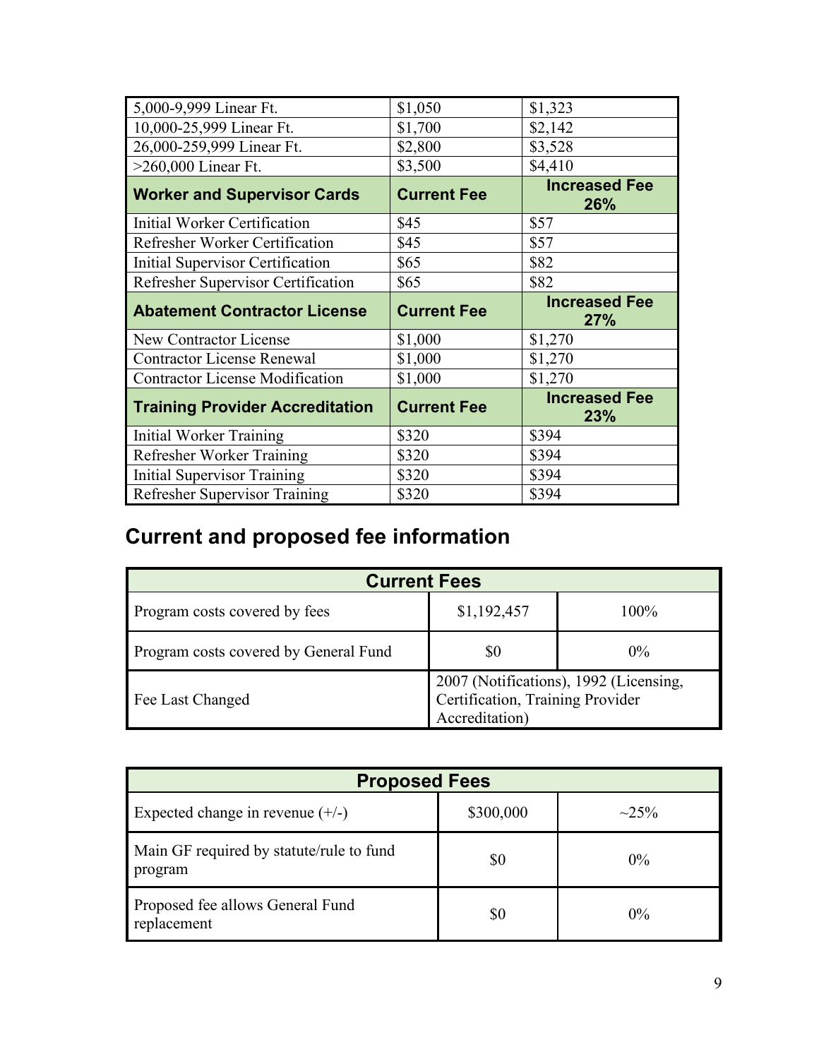| 5,000-9,999 Linear Ft. | $1,050 | $1,323 |
|---|---|---|
| 10,000-25,999 Linear Ft. | $1,700 | $2,142 |
| 26,000-259,999 Linear Ft. | $2,800 | $3,528 |
| >260,000 Linear Ft. | $3,500 | $4,410 |
| **Worker and Supervisor Cards** | **Current Fee** | **Increased Fee 26%** |
| Initial Worker Certification | $45 | $57 |
| Refresher Worker Certification | $45 | $57 |
| Initial Supervisor Certification | $65 | $82 |
| Refresher Supervisor Certification | $65 | $82 |
| **Abatement Contractor License** | **Current Fee** | **Increased Fee 27%** |
| New Contractor License | $1,000 | $1,270 |
| Contractor License Renewal | $1,000 | $1,270 |
| Contractor License Modification | $1,000 | $1,270 |
| **Training Provider Accreditation** | **Current Fee** | **Increased Fee 23%** |
| Initial Worker Training | $320 | $394 |
| Refresher Worker Training | $320 | $394 |
| Initial Supervisor Training | $320 | $394 |
| Refresher Supervisor Training | $320 | $394 |

## Current and proposed fee information

| **Current Fees** | | |
|---|---|---|
| Program costs covered by fees | $1,192,457 | 100% |
| Program costs covered by General Fund | $0 | 0% |
| Fee Last Changed | 2007 (Notifications), 1992 (Licensing, Certification, Training Provider Accreditation) | |

| **Proposed Fees** | | |
|---|---|---|
| Expected change in revenue (+/-) | $300,000 | ~25% |
| Main GF required by statute/rule to fund program | $0 | 0% |
| Proposed fee allows General Fund replacement | $0 | 0% |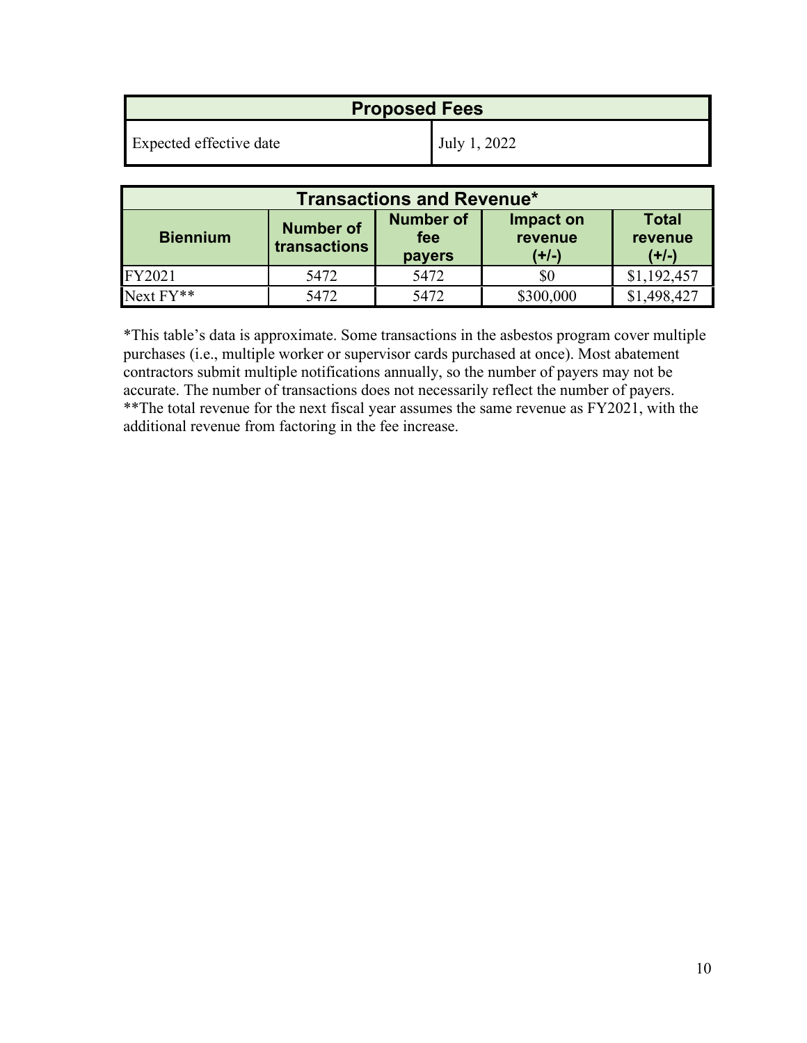| Proposed Fees | |
|---|---|
| Expected effective date | July 1, 2022 |

| Transactions and Revenue* | | | | |
|---|---|---|---|---|
| **Biennium** | **Number of transactions** | **Number of fee payers** | **Impact on revenue (+/-)** | **Total revenue (+/-)** |
| FY2021 | 5472 | 5472 | $0 | $1,192,457 |
| Next FY** | 5472 | 5472 | $300,000 | $1,498,427 |

*This table's data is approximate. Some transactions in the asbestos program cover multiple purchases (i.e., multiple worker or supervisor cards purchased at once). Most abatement contractors submit multiple notifications annually, so the number of payers may not be accurate. The number of transactions does not necessarily reflect the number of payers.
**The total revenue for the next fiscal year assumes the same revenue as FY2021, with the additional revenue from factoring in the fee increase.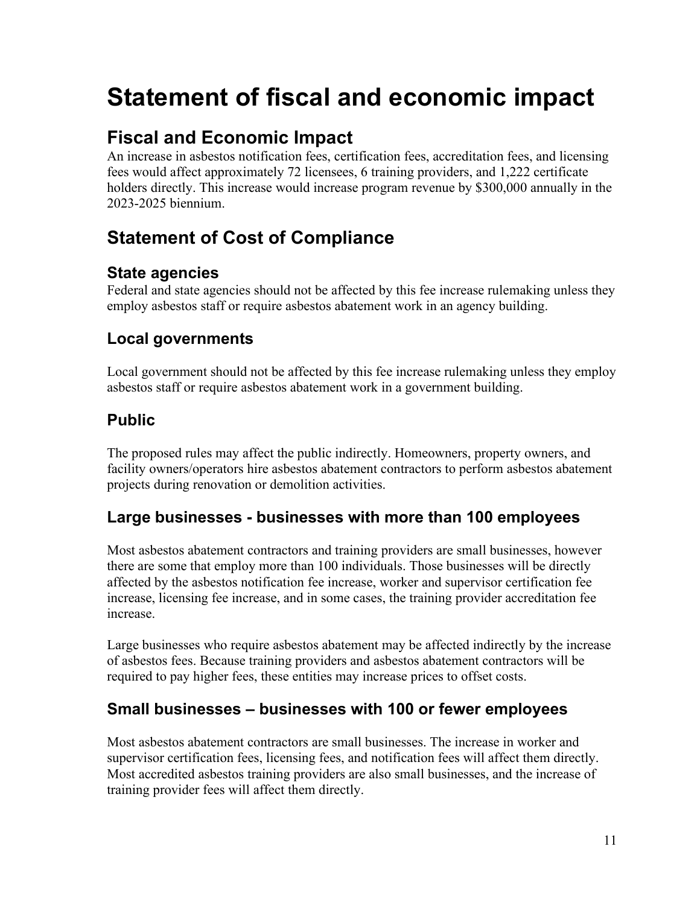# Statement of fiscal and economic impact

## Fiscal and Economic Impact

An increase in asbestos notification fees, certification fees, accreditation fees, and licensing fees would affect approximately 72 licensees, 6 training providers, and 1,222 certificate holders directly. This increase would increase program revenue by $300,000 annually in the 2023-2025 biennium.

## Statement of Cost of Compliance

### State agencies

Federal and state agencies should not be affected by this fee increase rulemaking unless they employ asbestos staff or require asbestos abatement work in an agency building.

### Local governments

Local government should not be affected by this fee increase rulemaking unless they employ asbestos staff or require asbestos abatement work in a government building.

### Public

The proposed rules may affect the public indirectly. Homeowners, property owners, and facility owners/operators hire asbestos abatement contractors to perform asbestos abatement projects during renovation or demolition activities.

### Large businesses - businesses with more than 100 employees

Most asbestos abatement contractors and training providers are small businesses, however there are some that employ more than 100 individuals. Those businesses will be directly affected by the asbestos notification fee increase, worker and supervisor certification fee increase, licensing fee increase, and in some cases, the training provider accreditation fee increase.

Large businesses who require asbestos abatement may be affected indirectly by the increase of asbestos fees. Because training providers and asbestos abatement contractors will be required to pay higher fees, these entities may increase prices to offset costs.

### Small businesses – businesses with 100 or fewer employees

Most asbestos abatement contractors are small businesses. The increase in worker and supervisor certification fees, licensing fees, and notification fees will affect them directly. Most accredited asbestos training providers are also small businesses, and the increase of training provider fees will affect them directly.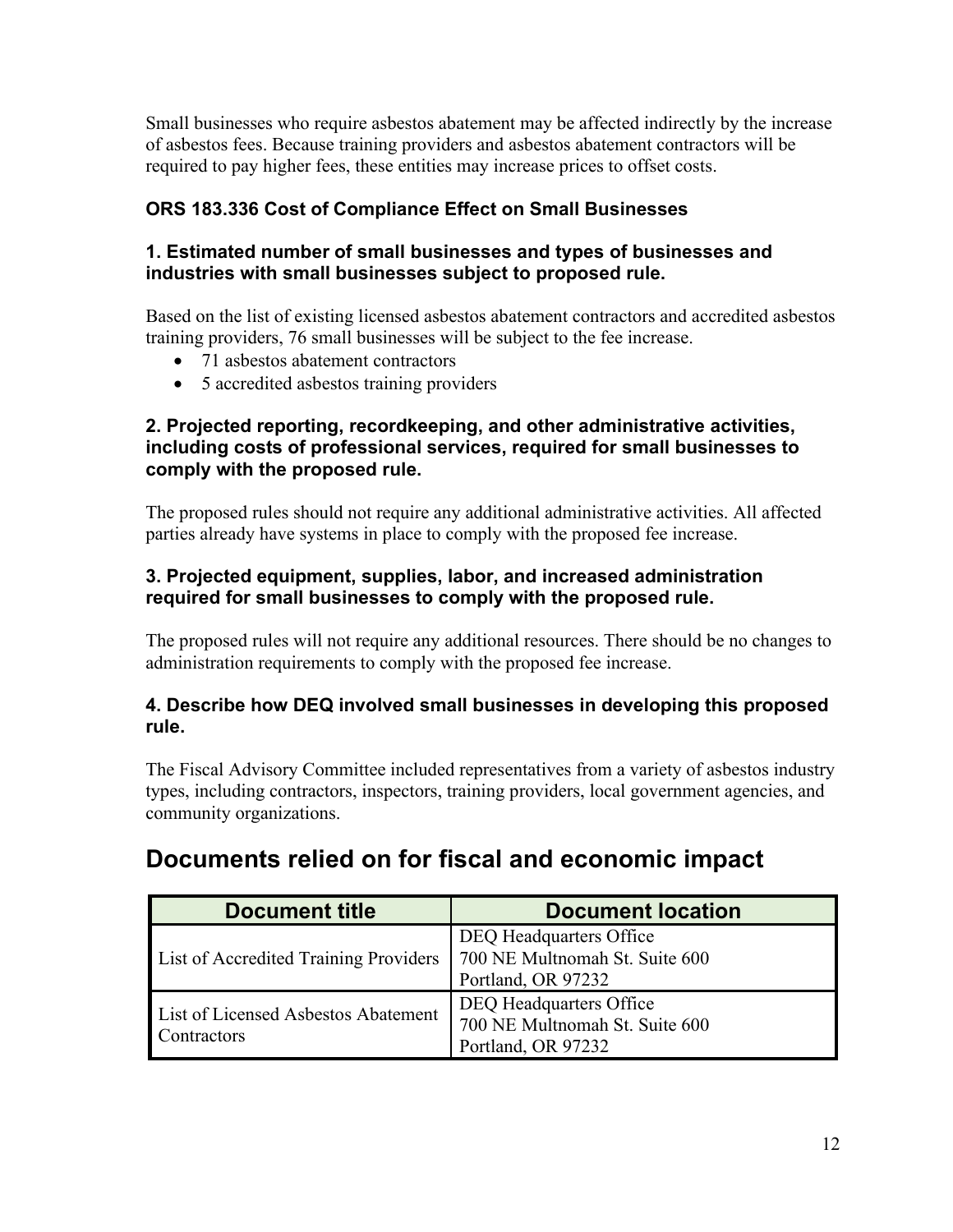Small businesses who require asbestos abatement may be affected indirectly by the increase of asbestos fees. Because training providers and asbestos abatement contractors will be required to pay higher fees, these entities may increase prices to offset costs.

### ORS 183.336 Cost of Compliance Effect on Small Businesses

#### 1. Estimated number of small businesses and types of businesses and industries with small businesses subject to proposed rule.

Based on the list of existing licensed asbestos abatement contractors and accredited asbestos training providers, 76 small businesses will be subject to the fee increase.

- 71 asbestos abatement contractors
- 5 accredited asbestos training providers

#### 2. Projected reporting, recordkeeping, and other administrative activities, including costs of professional services, required for small businesses to comply with the proposed rule.

The proposed rules should not require any additional administrative activities. All affected parties already have systems in place to comply with the proposed fee increase.

#### 3. Projected equipment, supplies, labor, and increased administration required for small businesses to comply with the proposed rule.

The proposed rules will not require any additional resources. There should be no changes to administration requirements to comply with the proposed fee increase.

#### 4. Describe how DEQ involved small businesses in developing this proposed rule.

The Fiscal Advisory Committee included representatives from a variety of asbestos industry types, including contractors, inspectors, training providers, local government agencies, and community organizations.

## Documents relied on for fiscal and economic impact

| Document title | Document location |
|---|---|
| List of Accredited Training Providers | DEQ Headquarters Office<br>700 NE Multnomah St. Suite 600<br>Portland, OR 97232 |
| List of Licensed Asbestos Abatement Contractors | DEQ Headquarters Office<br>700 NE Multnomah St. Suite 600<br>Portland, OR 97232 |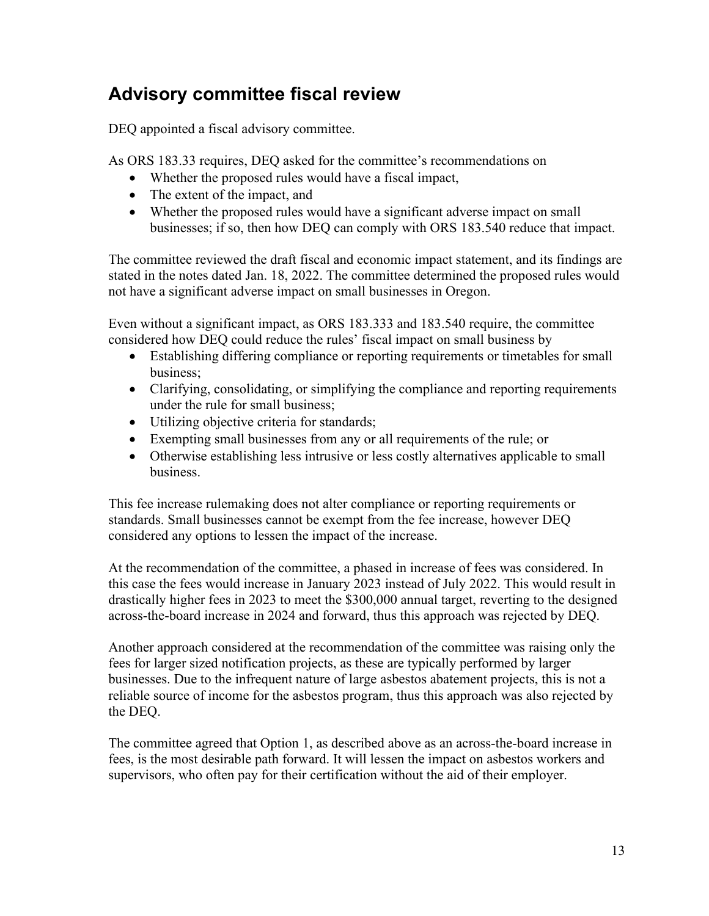## Advisory committee fiscal review

DEQ appointed a fiscal advisory committee.

As ORS 183.33 requires, DEQ asked for the committee's recommendations on

- Whether the proposed rules would have a fiscal impact,
- The extent of the impact, and
- Whether the proposed rules would have a significant adverse impact on small businesses; if so, then how DEQ can comply with ORS 183.540 reduce that impact.

The committee reviewed the draft fiscal and economic impact statement, and its findings are stated in the notes dated Jan. 18, 2022. The committee determined the proposed rules would not have a significant adverse impact on small businesses in Oregon.

Even without a significant impact, as ORS 183.333 and 183.540 require, the committee considered how DEQ could reduce the rules' fiscal impact on small business by

- Establishing differing compliance or reporting requirements or timetables for small business;
- Clarifying, consolidating, or simplifying the compliance and reporting requirements under the rule for small business;
- Utilizing objective criteria for standards;
- Exempting small businesses from any or all requirements of the rule; or
- Otherwise establishing less intrusive or less costly alternatives applicable to small business.

This fee increase rulemaking does not alter compliance or reporting requirements or standards. Small businesses cannot be exempt from the fee increase, however DEQ considered any options to lessen the impact of the increase.

At the recommendation of the committee, a phased in increase of fees was considered. In this case the fees would increase in January 2023 instead of July 2022. This would result in drastically higher fees in 2023 to meet the $300,000 annual target, reverting to the designed across-the-board increase in 2024 and forward, thus this approach was rejected by DEQ.

Another approach considered at the recommendation of the committee was raising only the fees for larger sized notification projects, as these are typically performed by larger businesses. Due to the infrequent nature of large asbestos abatement projects, this is not a reliable source of income for the asbestos program, thus this approach was also rejected by the DEQ.

The committee agreed that Option 1, as described above as an across-the-board increase in fees, is the most desirable path forward. It will lessen the impact on asbestos workers and supervisors, who often pay for their certification without the aid of their employer.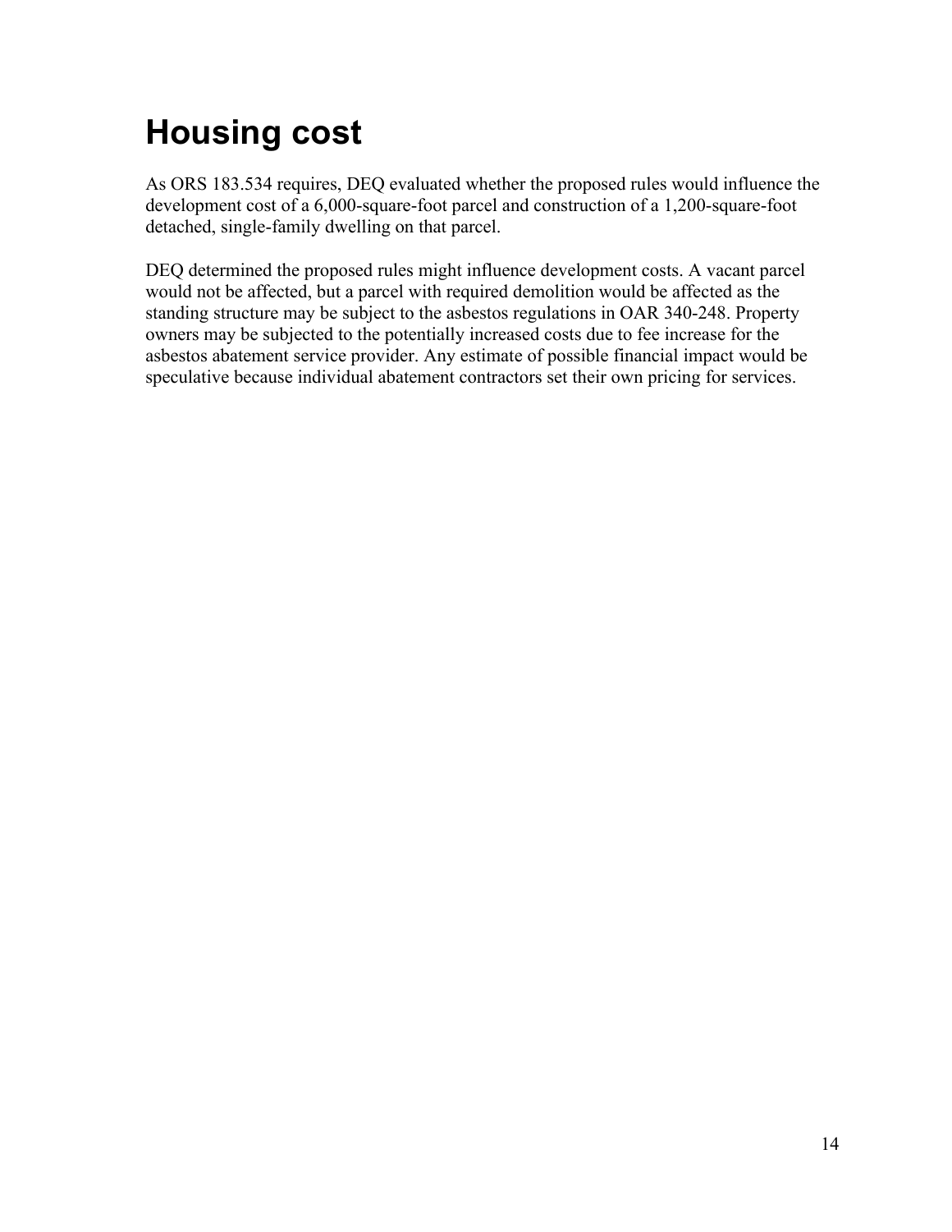# Housing cost

As ORS 183.534 requires, DEQ evaluated whether the proposed rules would influence the development cost of a 6,000-square-foot parcel and construction of a 1,200-square-foot detached, single-family dwelling on that parcel.

DEQ determined the proposed rules might influence development costs. A vacant parcel would not be affected, but a parcel with required demolition would be affected as the standing structure may be subject to the asbestos regulations in OAR 340-248. Property owners may be subjected to the potentially increased costs due to fee increase for the asbestos abatement service provider. Any estimate of possible financial impact would be speculative because individual abatement contractors set their own pricing for services.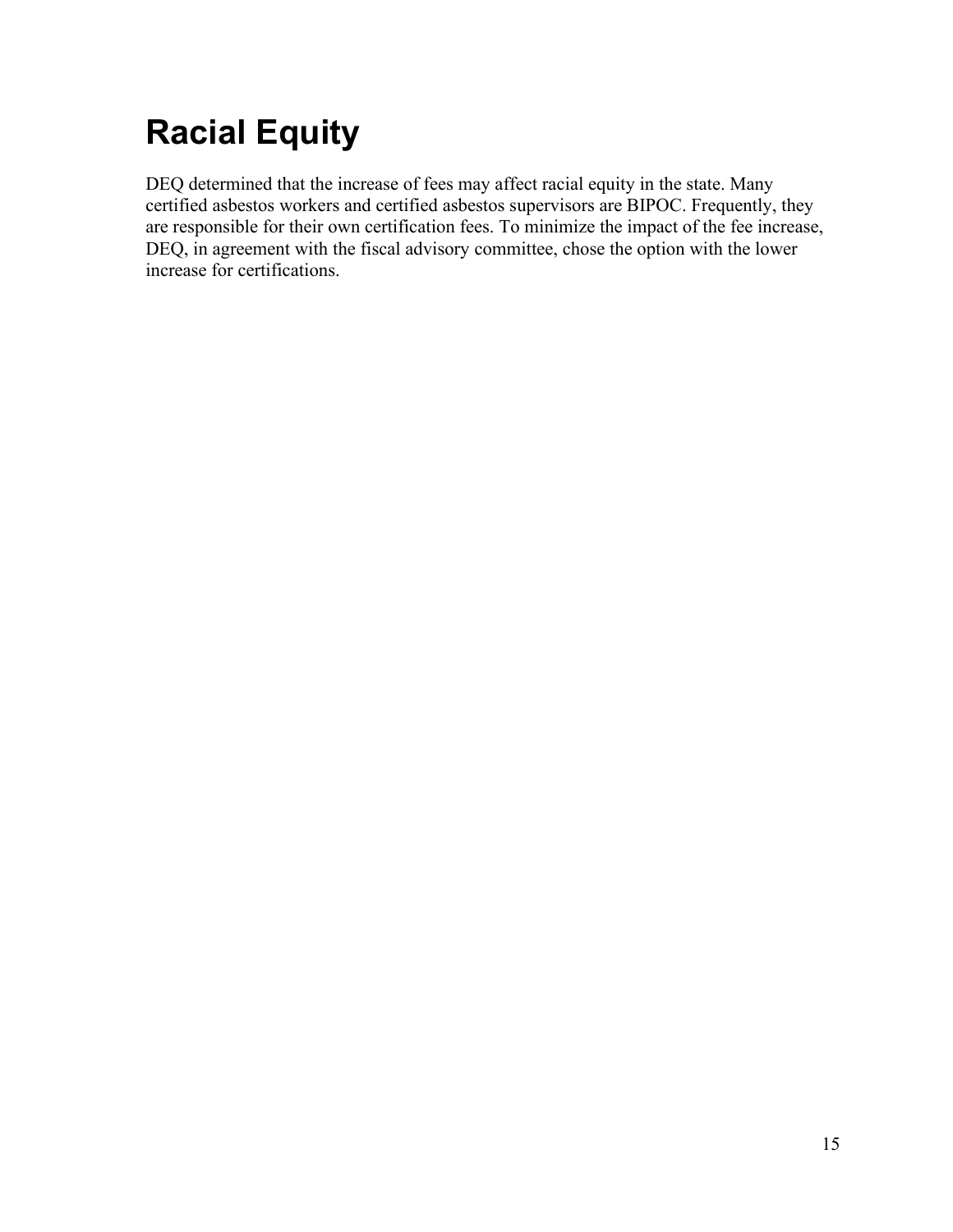# Racial Equity

DEQ determined that the increase of fees may affect racial equity in the state. Many certified asbestos workers and certified asbestos supervisors are BIPOC. Frequently, they are responsible for their own certification fees. To minimize the impact of the fee increase, DEQ, in agreement with the fiscal advisory committee, chose the option with the lower increase for certifications.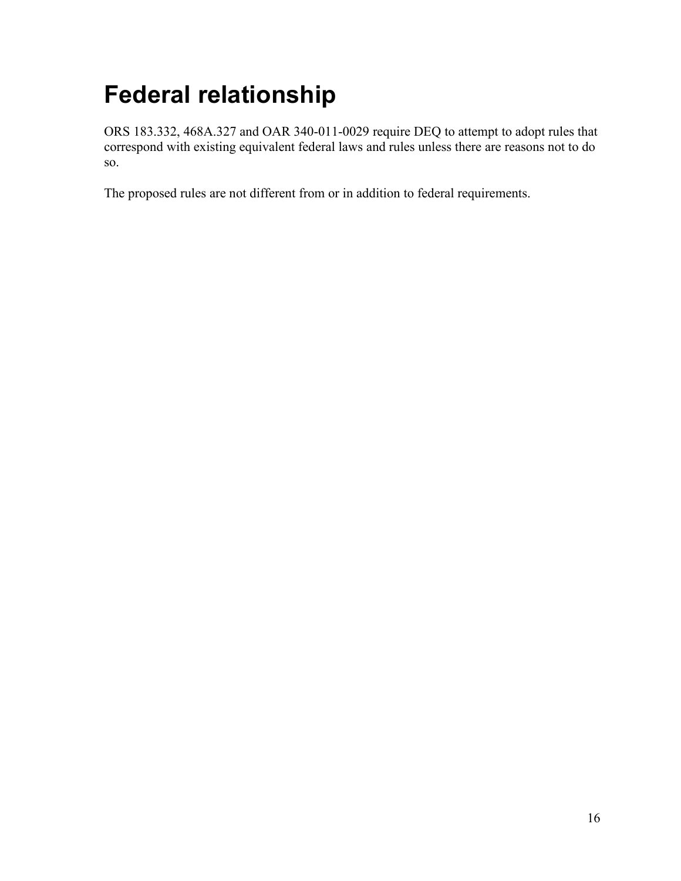# Federal relationship

ORS 183.332, 468A.327 and OAR 340-011-0029 require DEQ to attempt to adopt rules that correspond with existing equivalent federal laws and rules unless there are reasons not to do so.

The proposed rules are not different from or in addition to federal requirements.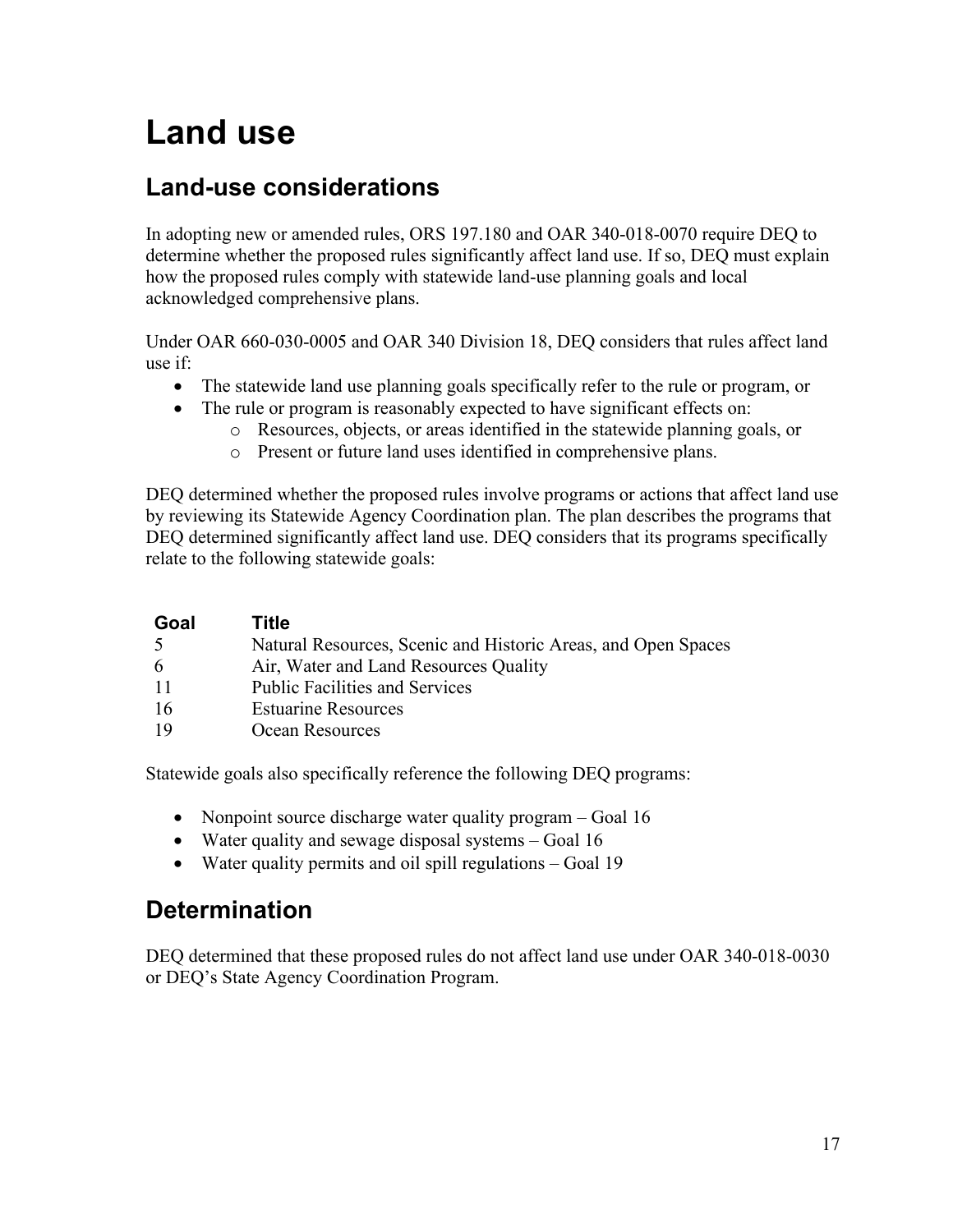# Land use

## Land-use considerations

In adopting new or amended rules, ORS 197.180 and OAR 340-018-0070 require DEQ to determine whether the proposed rules significantly affect land use. If so, DEQ must explain how the proposed rules comply with statewide land-use planning goals and local acknowledged comprehensive plans.

Under OAR 660-030-0005 and OAR 340 Division 18, DEQ considers that rules affect land use if:

- The statewide land use planning goals specifically refer to the rule or program, or
- The rule or program is reasonably expected to have significant effects on:
  - Resources, objects, or areas identified in the statewide planning goals, or
  - Present or future land uses identified in comprehensive plans.

DEQ determined whether the proposed rules involve programs or actions that affect land use by reviewing its Statewide Agency Coordination plan. The plan describes the programs that DEQ determined significantly affect land use. DEQ considers that its programs specifically relate to the following statewide goals:

| Goal | Title |
|---|---|
| 5 | Natural Resources, Scenic and Historic Areas, and Open Spaces |
| 6 | Air, Water and Land Resources Quality |
| 11 | Public Facilities and Services |
| 16 | Estuarine Resources |
| 19 | Ocean Resources |

Statewide goals also specifically reference the following DEQ programs:

- Nonpoint source discharge water quality program – Goal 16
- Water quality and sewage disposal systems – Goal 16
- Water quality permits and oil spill regulations – Goal 19

## Determination

DEQ determined that these proposed rules do not affect land use under OAR 340-018-0030 or DEQ's State Agency Coordination Program.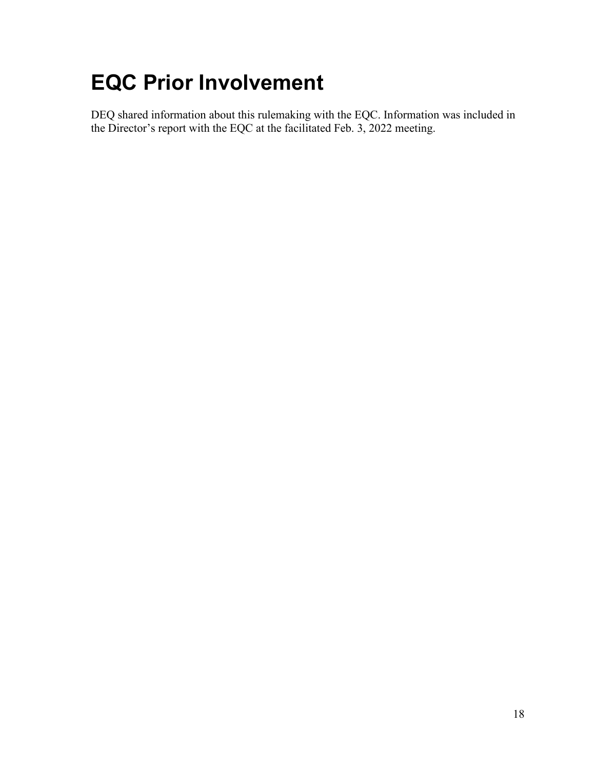# EQC Prior Involvement

DEQ shared information about this rulemaking with the EQC. Information was included in the Director's report with the EQC at the facilitated Feb. 3, 2022 meeting.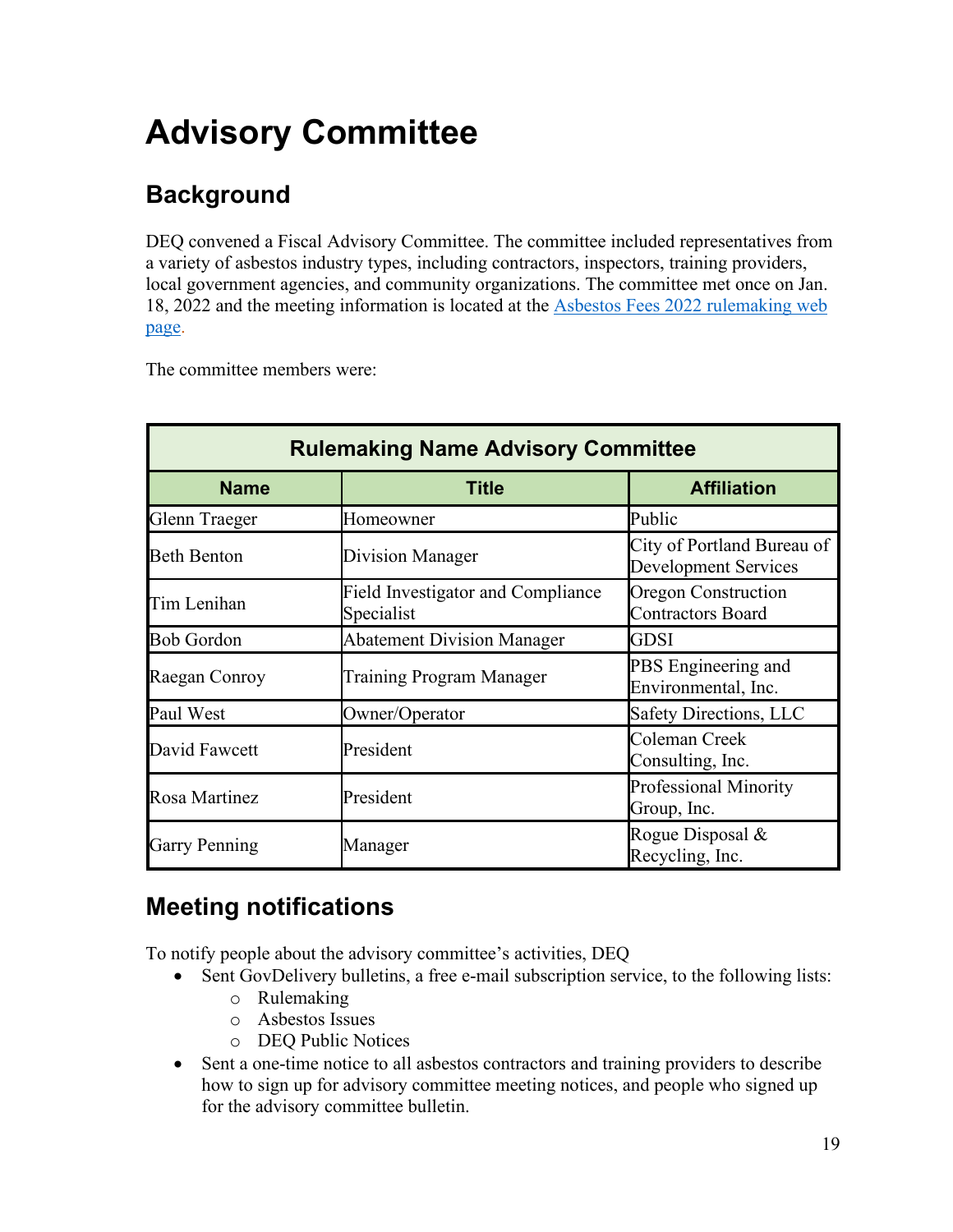# Advisory Committee

## Background

DEQ convened a Fiscal Advisory Committee. The committee included representatives from a variety of asbestos industry types, including contractors, inspectors, training providers, local government agencies, and community organizations. The committee met once on Jan. 18, 2022 and the meeting information is located at the [Asbestos Fees 2022 rulemaking web page](https://www.oregon.gov/deq/rulemaking/Pages/asbestosfees2022.aspx).

The committee members were:

| Rulemaking Name Advisory Committee | | |
|---|---|---|
| **Name** | **Title** | **Affiliation** |
| Glenn Traeger | Homeowner | Public |
| Beth Benton | Division Manager | City of Portland Bureau of Development Services |
| Tim Lenihan | Field Investigator and Compliance Specialist | Oregon Construction Contractors Board |
| Bob Gordon | Abatement Division Manager | GDSI |
| Raegan Conroy | Training Program Manager | PBS Engineering and Environmental, Inc. |
| Paul West | Owner/Operator | Safety Directions, LLC |
| David Fawcett | President | Coleman Creek Consulting, Inc. |
| Rosa Martinez | President | Professional Minority Group, Inc. |
| Garry Penning | Manager | Rogue Disposal & Recycling, Inc. |

## Meeting notifications

To notify people about the advisory committee's activities, DEQ

- Sent GovDelivery bulletins, a free e-mail subscription service, to the following lists:
  - Rulemaking
  - Asbestos Issues
  - DEQ Public Notices
- Sent a one-time notice to all asbestos contractors and training providers to describe how to sign up for advisory committee meeting notices, and people who signed up for the advisory committee bulletin.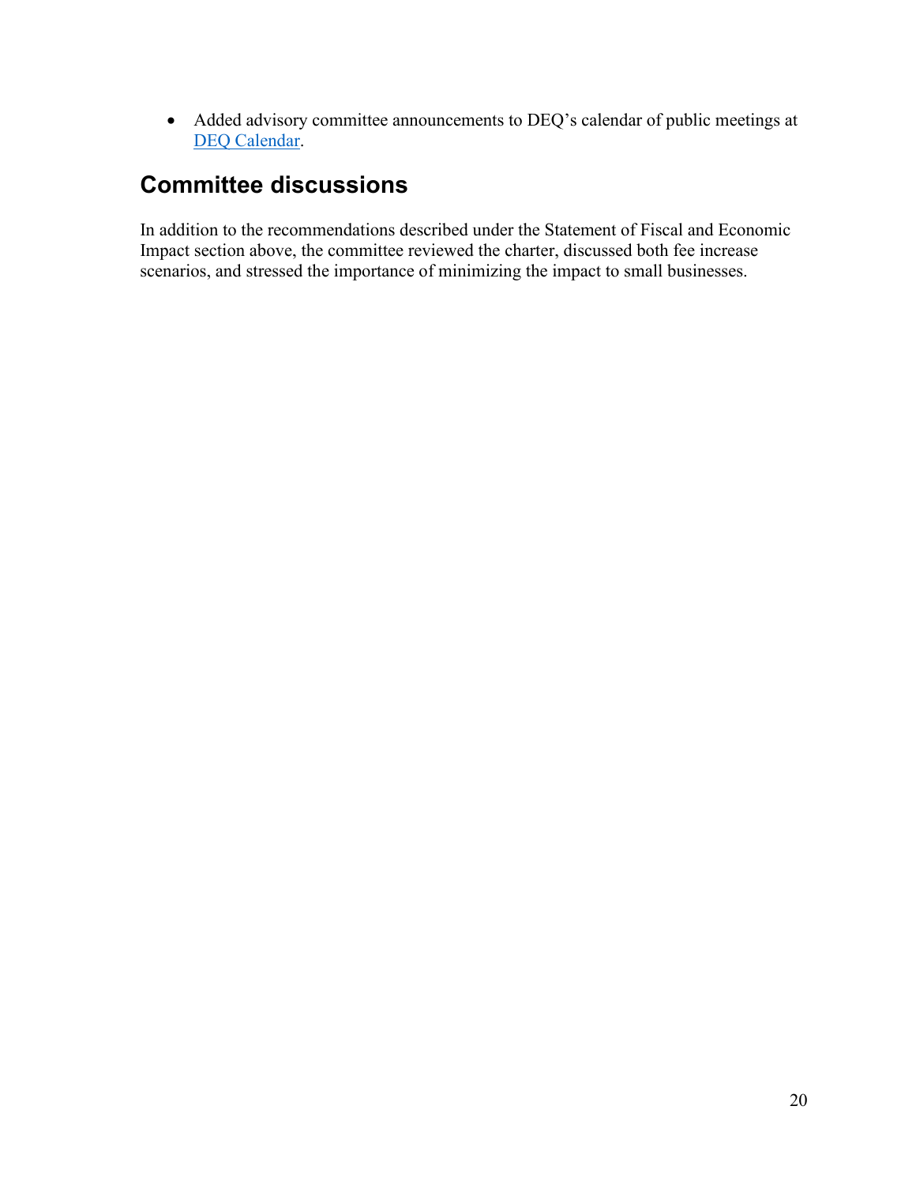- Added advisory committee announcements to DEQ's calendar of public meetings at [DEQ Calendar](DEQ Calendar).

## Committee discussions

In addition to the recommendations described under the Statement of Fiscal and Economic Impact section above, the committee reviewed the charter, discussed both fee increase scenarios, and stressed the importance of minimizing the impact to small businesses.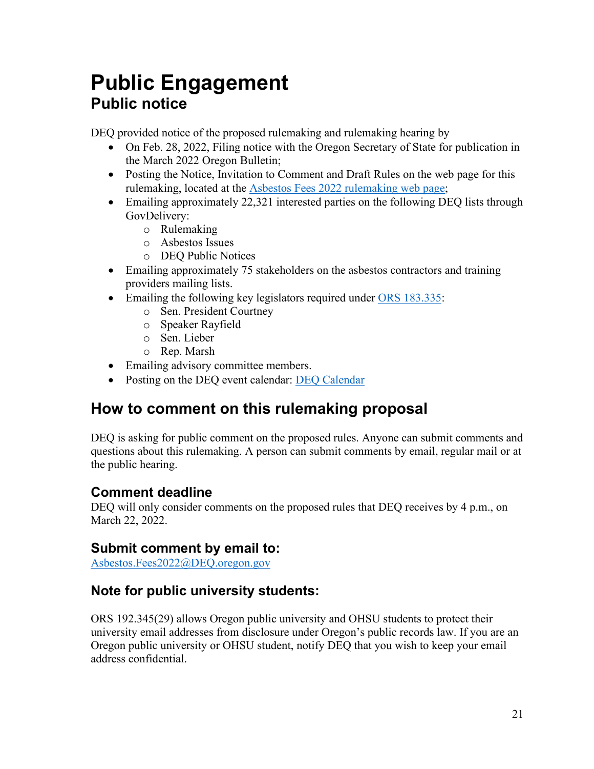# Public Engagement

## Public notice

DEQ provided notice of the proposed rulemaking and rulemaking hearing by

- On Feb. 28, 2022, Filing notice with the Oregon Secretary of State for publication in the March 2022 Oregon Bulletin;
- Posting the Notice, Invitation to Comment and Draft Rules on the web page for this rulemaking, located at the [Asbestos Fees 2022 rulemaking web page](#);
- Emailing approximately 22,321 interested parties on the following DEQ lists through GovDelivery:
  - Rulemaking
  - Asbestos Issues
  - DEQ Public Notices
- Emailing approximately 75 stakeholders on the asbestos contractors and training providers mailing lists.
- Emailing the following key legislators required under [ORS 183.335](#):
  - Sen. President Courtney
  - Speaker Rayfield
  - Sen. Lieber
  - Rep. Marsh
- Emailing advisory committee members.
- Posting on the DEQ event calendar: [DEQ Calendar](#)

## How to comment on this rulemaking proposal

DEQ is asking for public comment on the proposed rules. Anyone can submit comments and questions about this rulemaking. A person can submit comments by email, regular mail or at the public hearing.

### Comment deadline

DEQ will only consider comments on the proposed rules that DEQ receives by 4 p.m., on March 22, 2022.

### Submit comment by email to:

[Asbestos.Fees2022@DEQ.oregon.gov](mailto:Asbestos.Fees2022@DEQ.oregon.gov)

### Note for public university students:

ORS 192.345(29) allows Oregon public university and OHSU students to protect their university email addresses from disclosure under Oregon's public records law. If you are an Oregon public university or OHSU student, notify DEQ that you wish to keep your email address confidential.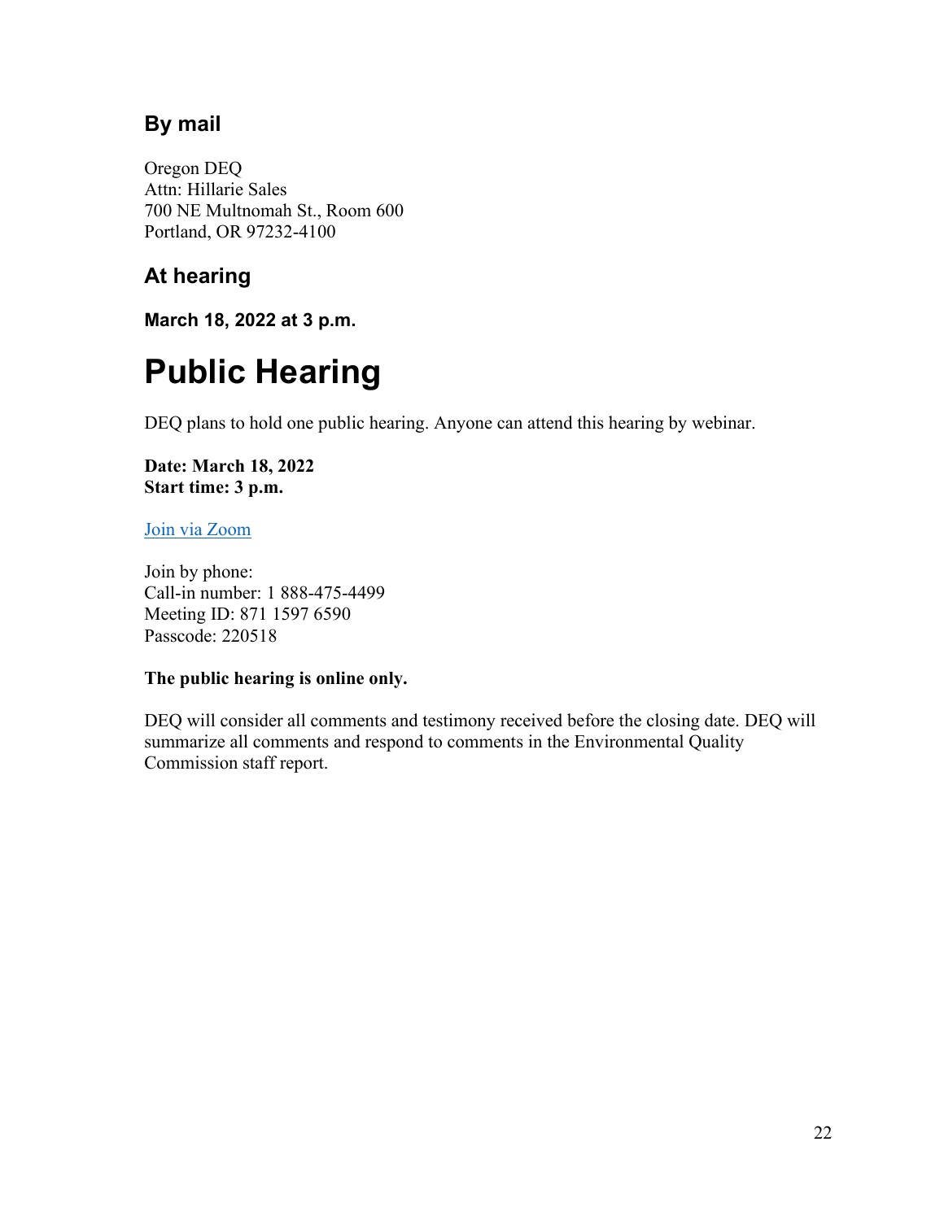### By mail

Oregon DEQ
Attn: Hillarie Sales
700 NE Multnomah St., Room 600
Portland, OR 97232-4100

### At hearing

**March 18, 2022 at 3 p.m.**

# Public Hearing

DEQ plans to hold one public hearing. Anyone can attend this hearing by webinar.

**Date: March 18, 2022**
**Start time: 3 p.m.**

[Join via Zoom]

Join by phone:
Call-in number: 1 888-475-4499
Meeting ID: 871 1597 6590
Passcode: 220518

**The public hearing is online only.**

DEQ will consider all comments and testimony received before the closing date. DEQ will summarize all comments and respond to comments in the Environmental Quality Commission staff report.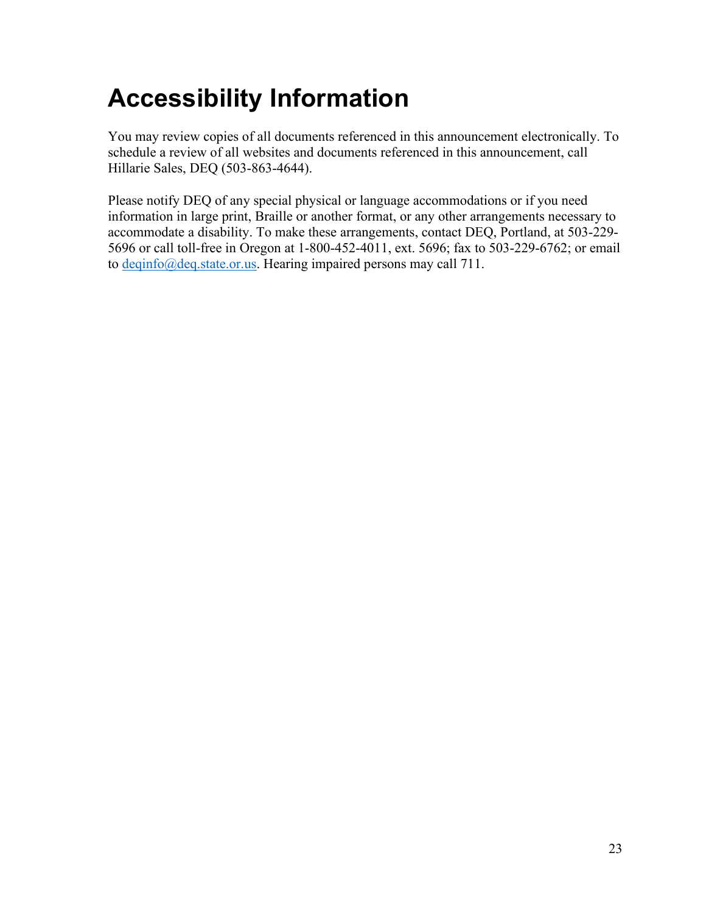# Accessibility Information

You may review copies of all documents referenced in this announcement electronically. To schedule a review of all websites and documents referenced in this announcement, call Hillarie Sales, DEQ (503-863-4644).

Please notify DEQ of any special physical or language accommodations or if you need information in large print, Braille or another format, or any other arrangements necessary to accommodate a disability. To make these arrangements, contact DEQ, Portland, at 503-229-5696 or call toll-free in Oregon at 1-800-452-4011, ext. 5696; fax to 503-229-6762; or email to deqinfo@deq.state.or.us. Hearing impaired persons may call 711.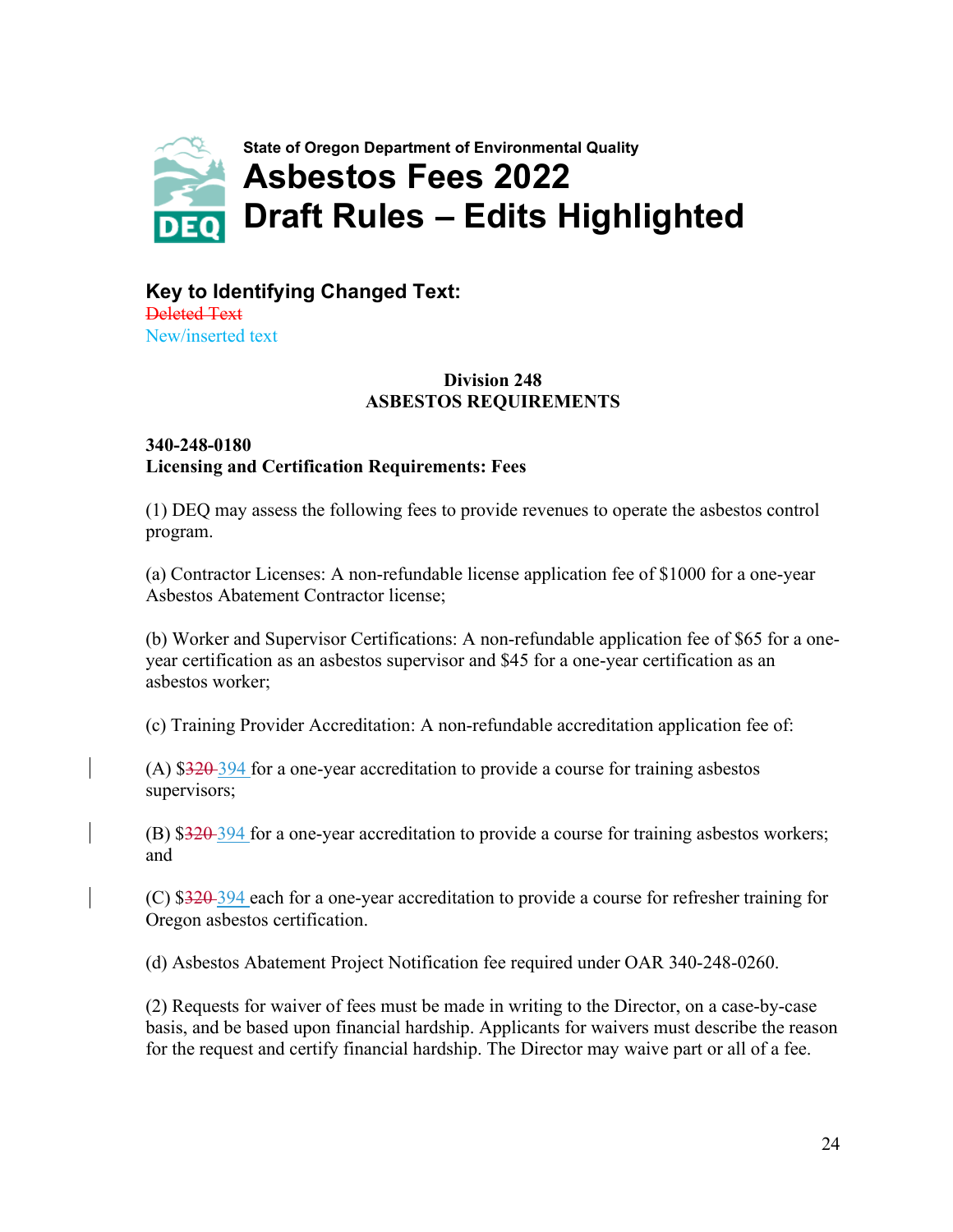State of Oregon Department of Environmental Quality

# Asbestos Fees 2022 Draft Rules – Edits Highlighted

## Key to Identifying Changed Text:

~~Deleted Text~~
New/inserted text

### Division 248
### ASBESTOS REQUIREMENTS

**340-248-0180**
**Licensing and Certification Requirements: Fees**

(1) DEQ may assess the following fees to provide revenues to operate the asbestos control program.

(a) Contractor Licenses: A non-refundable license application fee of $1000 for a one-year Asbestos Abatement Contractor license;

(b) Worker and Supervisor Certifications: A non-refundable application fee of $65 for a one-year certification as an asbestos supervisor and $45 for a one-year certification as an asbestos worker;

(c) Training Provider Accreditation: A non-refundable accreditation application fee of:

(A) $~~320~~ 394 for a one-year accreditation to provide a course for training asbestos supervisors;

(B) $~~320~~ 394 for a one-year accreditation to provide a course for training asbestos workers; and

(C) $~~320~~ 394 each for a one-year accreditation to provide a course for refresher training for Oregon asbestos certification.

(d) Asbestos Abatement Project Notification fee required under OAR 340-248-0260.

(2) Requests for waiver of fees must be made in writing to the Director, on a case-by-case basis, and be based upon financial hardship. Applicants for waivers must describe the reason for the request and certify financial hardship. The Director may waive part or all of a fee.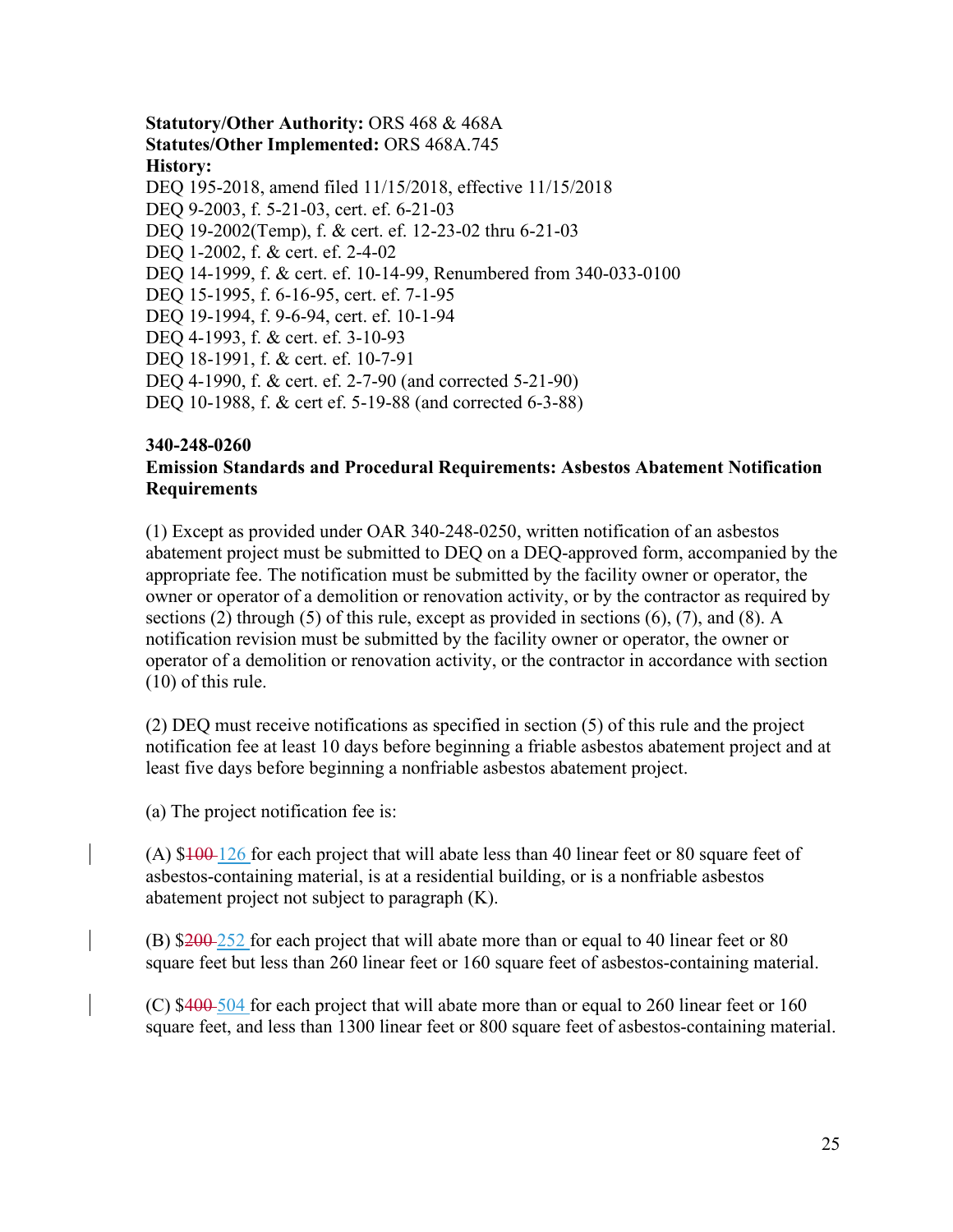**Statutory/Other Authority:** ORS 468 & 468A
**Statutes/Other Implemented:** ORS 468A.745
**History:**
DEQ 195-2018, amend filed 11/15/2018, effective 11/15/2018
DEQ 9-2003, f. 5-21-03, cert. ef. 6-21-03
DEQ 19-2002(Temp), f. & cert. ef. 12-23-02 thru 6-21-03
DEQ 1-2002, f. & cert. ef. 2-4-02
DEQ 14-1999, f. & cert. ef. 10-14-99, Renumbered from 340-033-0100
DEQ 15-1995, f. 6-16-95, cert. ef. 7-1-95
DEQ 19-1994, f. 9-6-94, cert. ef. 10-1-94
DEQ 4-1993, f. & cert. ef. 3-10-93
DEQ 18-1991, f. & cert. ef. 10-7-91
DEQ 4-1990, f. & cert. ef. 2-7-90 (and corrected 5-21-90)
DEQ 10-1988, f. & cert ef. 5-19-88 (and corrected 6-3-88)

**340-248-0260**
**Emission Standards and Procedural Requirements: Asbestos Abatement Notification Requirements**

(1) Except as provided under OAR 340-248-0250, written notification of an asbestos abatement project must be submitted to DEQ on a DEQ-approved form, accompanied by the appropriate fee. The notification must be submitted by the facility owner or operator, the owner or operator of a demolition or renovation activity, or by the contractor as required by sections (2) through (5) of this rule, except as provided in sections (6), (7), and (8). A notification revision must be submitted by the facility owner or operator, the owner or operator of a demolition or renovation activity, or the contractor in accordance with section (10) of this rule.

(2) DEQ must receive notifications as specified in section (5) of this rule and the project notification fee at least 10 days before beginning a friable asbestos abatement project and at least five days before beginning a nonfriable asbestos abatement project.

(a) The project notification fee is:

(A) $~~100~~ 126 for each project that will abate less than 40 linear feet or 80 square feet of asbestos-containing material, is at a residential building, or is a nonfriable asbestos abatement project not subject to paragraph (K).

(B) $~~200~~ 252 for each project that will abate more than or equal to 40 linear feet or 80 square feet but less than 260 linear feet or 160 square feet of asbestos-containing material.

(C) $~~400~~ 504 for each project that will abate more than or equal to 260 linear feet or 160 square feet, and less than 1300 linear feet or 800 square feet of asbestos-containing material.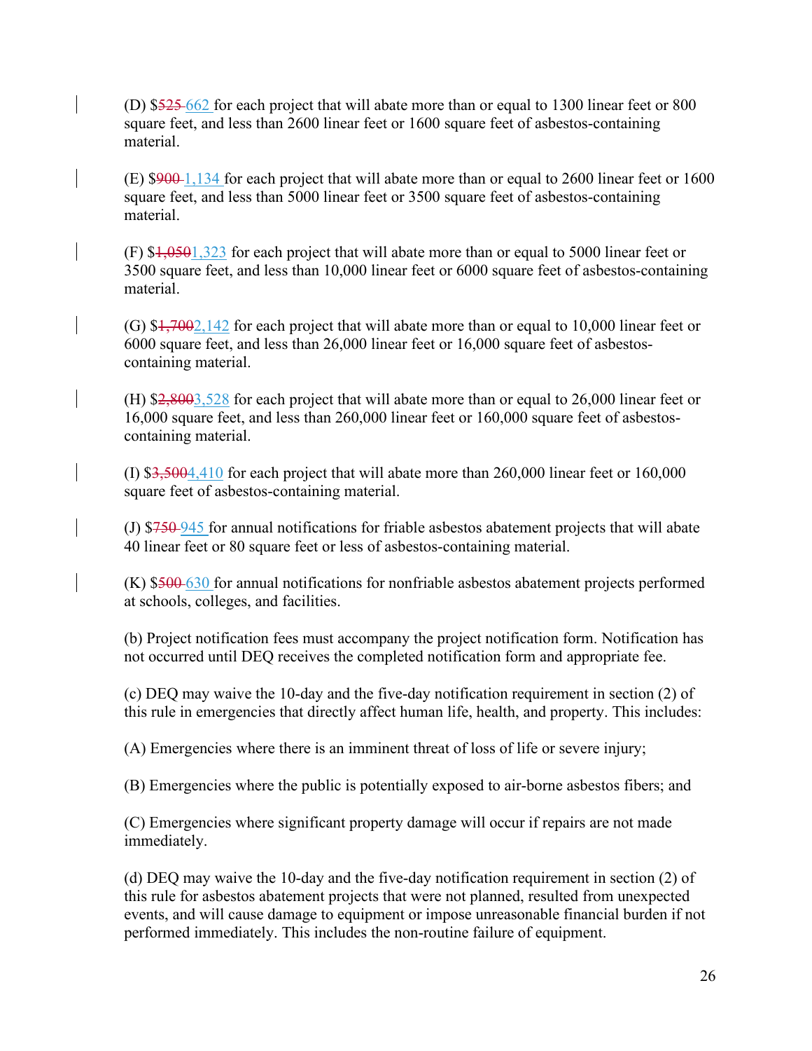(D) $~~525~~ 662 for each project that will abate more than or equal to 1300 linear feet or 800 square feet, and less than 2600 linear feet or 1600 square feet of asbestos-containing material.

(E) $~~900~~ 1,134 for each project that will abate more than or equal to 2600 linear feet or 1600 square feet, and less than 5000 linear feet or 3500 square feet of asbestos-containing material.

(F) $~~1,050~~1,323 for each project that will abate more than or equal to 5000 linear feet or 3500 square feet, and less than 10,000 linear feet or 6000 square feet of asbestos-containing material.

(G) $~~1,700~~2,142 for each project that will abate more than or equal to 10,000 linear feet or 6000 square feet, and less than 26,000 linear feet or 16,000 square feet of asbestos-containing material.

(H) $~~2,800~~3,528 for each project that will abate more than or equal to 26,000 linear feet or 16,000 square feet, and less than 260,000 linear feet or 160,000 square feet of asbestos-containing material.

(I) $~~3,500~~4,410 for each project that will abate more than 260,000 linear feet or 160,000 square feet of asbestos-containing material.

(J) $~~750~~ 945 for annual notifications for friable asbestos abatement projects that will abate 40 linear feet or 80 square feet or less of asbestos-containing material.

(K) $~~500~~ 630 for annual notifications for nonfriable asbestos abatement projects performed at schools, colleges, and facilities.

(b) Project notification fees must accompany the project notification form. Notification has not occurred until DEQ receives the completed notification form and appropriate fee.

(c) DEQ may waive the 10-day and the five-day notification requirement in section (2) of this rule in emergencies that directly affect human life, health, and property. This includes:

(A) Emergencies where there is an imminent threat of loss of life or severe injury;

(B) Emergencies where the public is potentially exposed to air-borne asbestos fibers; and

(C) Emergencies where significant property damage will occur if repairs are not made immediately.

(d) DEQ may waive the 10-day and the five-day notification requirement in section (2) of this rule for asbestos abatement projects that were not planned, resulted from unexpected events, and will cause damage to equipment or impose unreasonable financial burden if not performed immediately. This includes the non-routine failure of equipment.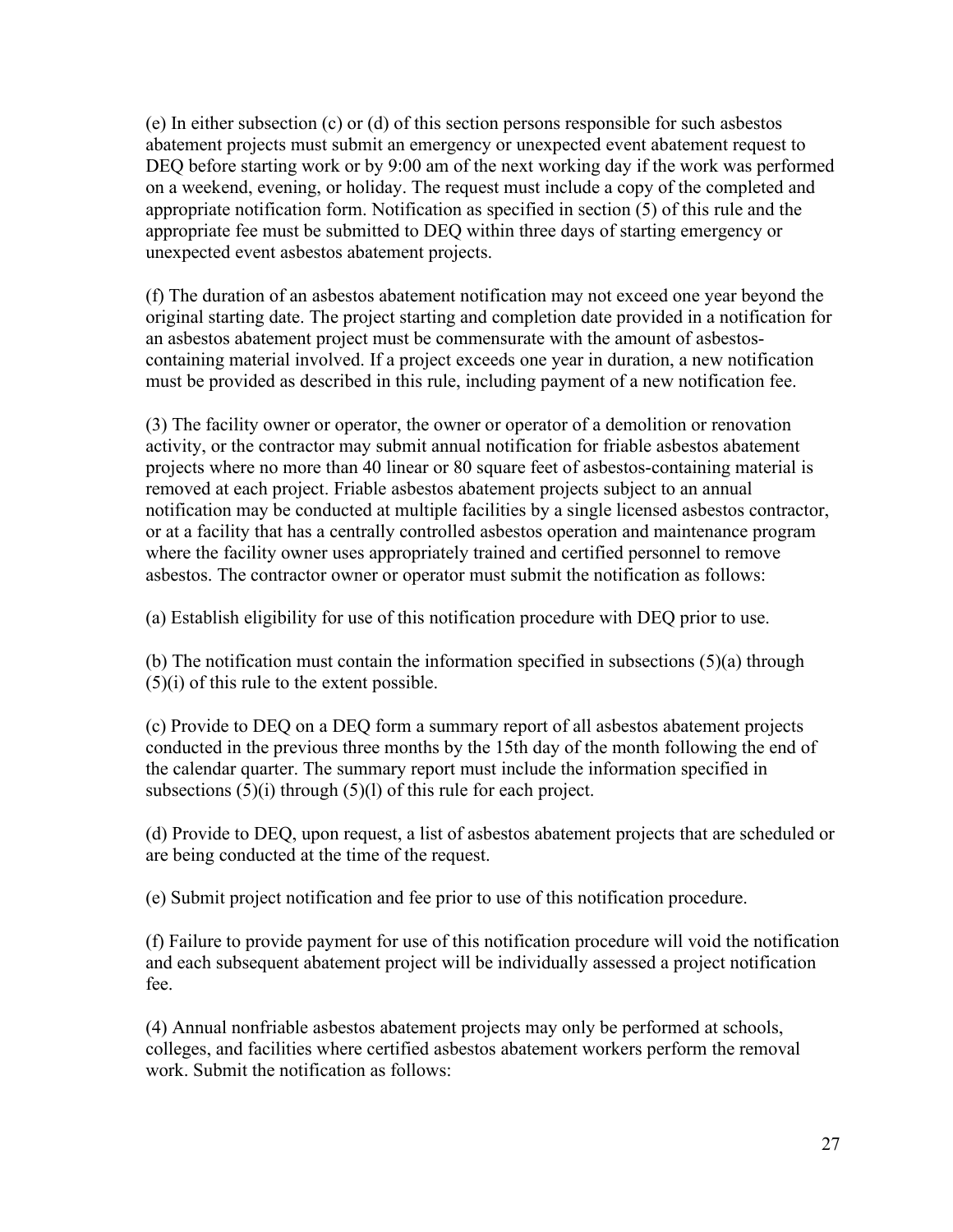(e) In either subsection (c) or (d) of this section persons responsible for such asbestos abatement projects must submit an emergency or unexpected event abatement request to DEQ before starting work or by 9:00 am of the next working day if the work was performed on a weekend, evening, or holiday. The request must include a copy of the completed and appropriate notification form. Notification as specified in section (5) of this rule and the appropriate fee must be submitted to DEQ within three days of starting emergency or unexpected event asbestos abatement projects.

(f) The duration of an asbestos abatement notification may not exceed one year beyond the original starting date. The project starting and completion date provided in a notification for an asbestos abatement project must be commensurate with the amount of asbestos-containing material involved. If a project exceeds one year in duration, a new notification must be provided as described in this rule, including payment of a new notification fee.

(3) The facility owner or operator, the owner or operator of a demolition or renovation activity, or the contractor may submit annual notification for friable asbestos abatement projects where no more than 40 linear or 80 square feet of asbestos-containing material is removed at each project. Friable asbestos abatement projects subject to an annual notification may be conducted at multiple facilities by a single licensed asbestos contractor, or at a facility that has a centrally controlled asbestos operation and maintenance program where the facility owner uses appropriately trained and certified personnel to remove asbestos. The contractor owner or operator must submit the notification as follows:

(a) Establish eligibility for use of this notification procedure with DEQ prior to use.

(b) The notification must contain the information specified in subsections (5)(a) through (5)(i) of this rule to the extent possible.

(c) Provide to DEQ on a DEQ form a summary report of all asbestos abatement projects conducted in the previous three months by the 15th day of the month following the end of the calendar quarter. The summary report must include the information specified in subsections (5)(i) through (5)(l) of this rule for each project.

(d) Provide to DEQ, upon request, a list of asbestos abatement projects that are scheduled or are being conducted at the time of the request.

(e) Submit project notification and fee prior to use of this notification procedure.

(f) Failure to provide payment for use of this notification procedure will void the notification and each subsequent abatement project will be individually assessed a project notification fee.

(4) Annual nonfriable asbestos abatement projects may only be performed at schools, colleges, and facilities where certified asbestos abatement workers perform the removal work. Submit the notification as follows: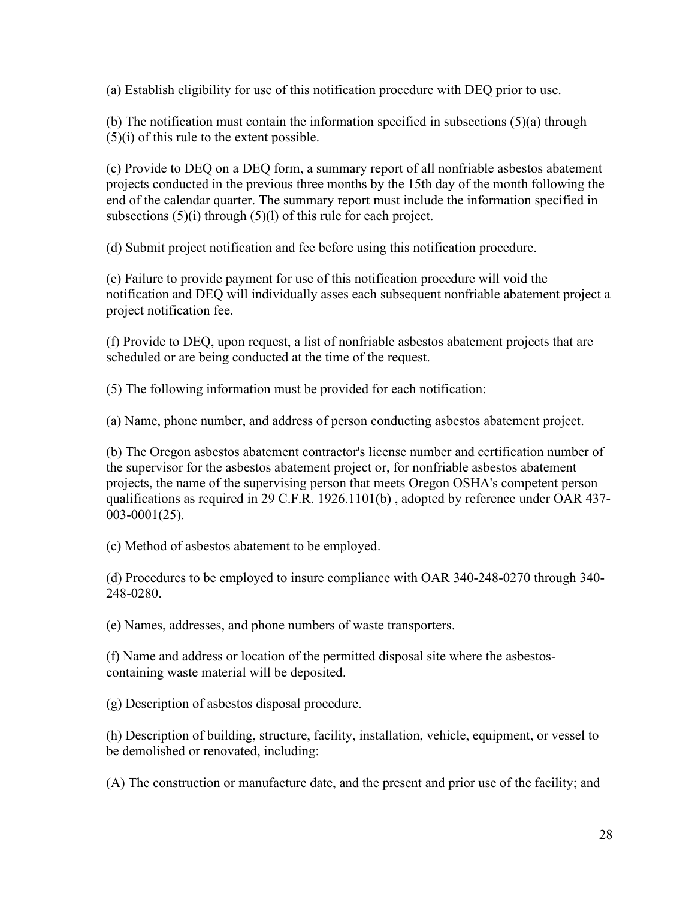(a) Establish eligibility for use of this notification procedure with DEQ prior to use.

(b) The notification must contain the information specified in subsections (5)(a) through (5)(i) of this rule to the extent possible.

(c) Provide to DEQ on a DEQ form, a summary report of all nonfriable asbestos abatement projects conducted in the previous three months by the 15th day of the month following the end of the calendar quarter. The summary report must include the information specified in subsections (5)(i) through (5)(l) of this rule for each project.

(d) Submit project notification and fee before using this notification procedure.

(e) Failure to provide payment for use of this notification procedure will void the notification and DEQ will individually asses each subsequent nonfriable abatement project a project notification fee.

(f) Provide to DEQ, upon request, a list of nonfriable asbestos abatement projects that are scheduled or are being conducted at the time of the request.

(5) The following information must be provided for each notification:

(a) Name, phone number, and address of person conducting asbestos abatement project.

(b) The Oregon asbestos abatement contractor's license number and certification number of the supervisor for the asbestos abatement project or, for nonfriable asbestos abatement projects, the name of the supervising person that meets Oregon OSHA's competent person qualifications as required in 29 C.F.R. 1926.1101(b) , adopted by reference under OAR 437-003-0001(25).

(c) Method of asbestos abatement to be employed.

(d) Procedures to be employed to insure compliance with OAR 340-248-0270 through 340-248-0280.

(e) Names, addresses, and phone numbers of waste transporters.

(f) Name and address or location of the permitted disposal site where the asbestos-containing waste material will be deposited.

(g) Description of asbestos disposal procedure.

(h) Description of building, structure, facility, installation, vehicle, equipment, or vessel to be demolished or renovated, including:

(A) The construction or manufacture date, and the present and prior use of the facility; and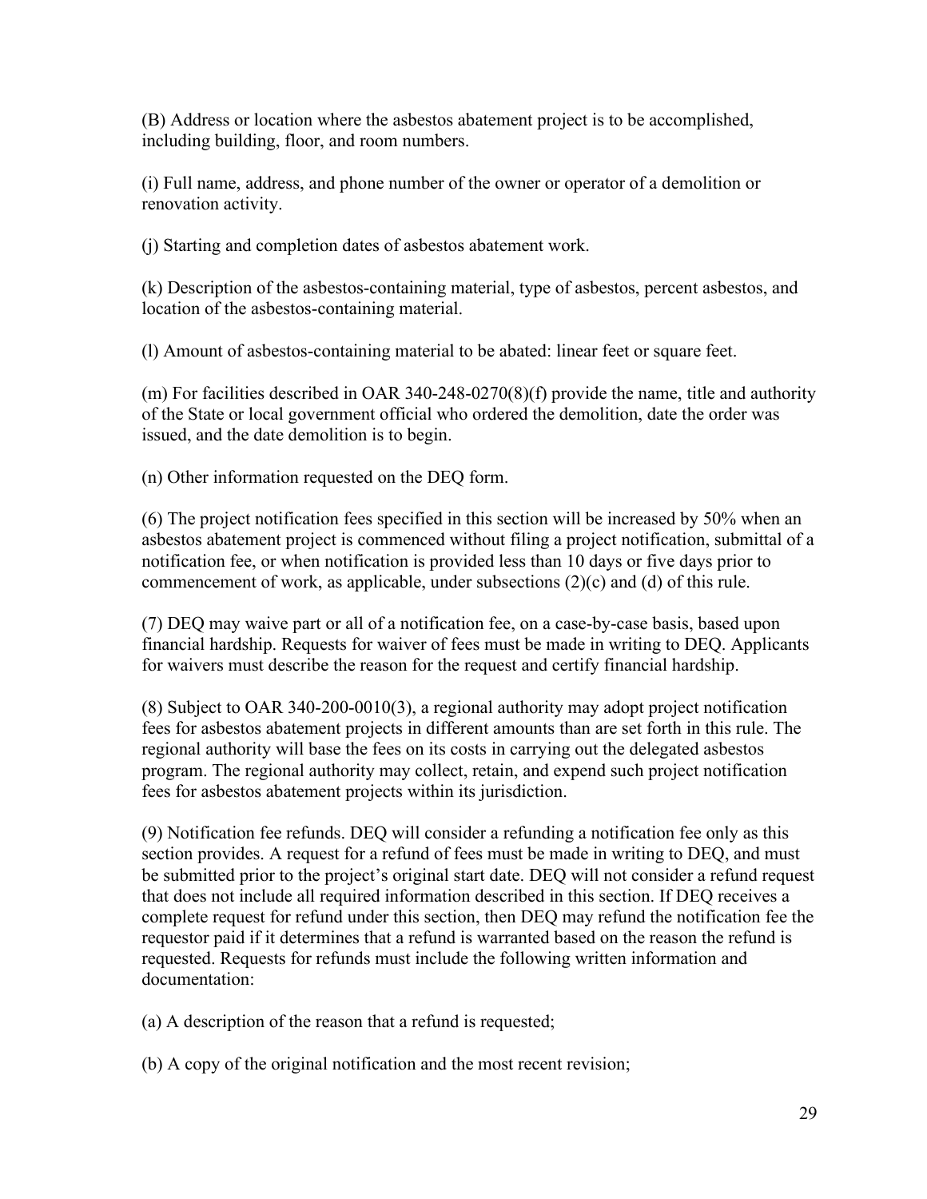(B) Address or location where the asbestos abatement project is to be accomplished, including building, floor, and room numbers.

(i) Full name, address, and phone number of the owner or operator of a demolition or renovation activity.

(j) Starting and completion dates of asbestos abatement work.

(k) Description of the asbestos-containing material, type of asbestos, percent asbestos, and location of the asbestos-containing material.

(l) Amount of asbestos-containing material to be abated: linear feet or square feet.

(m) For facilities described in OAR 340-248-0270(8)(f) provide the name, title and authority of the State or local government official who ordered the demolition, date the order was issued, and the date demolition is to begin.

(n) Other information requested on the DEQ form.

(6) The project notification fees specified in this section will be increased by 50% when an asbestos abatement project is commenced without filing a project notification, submittal of a notification fee, or when notification is provided less than 10 days or five days prior to commencement of work, as applicable, under subsections (2)(c) and (d) of this rule.

(7) DEQ may waive part or all of a notification fee, on a case-by-case basis, based upon financial hardship. Requests for waiver of fees must be made in writing to DEQ. Applicants for waivers must describe the reason for the request and certify financial hardship.

(8) Subject to OAR 340-200-0010(3), a regional authority may adopt project notification fees for asbestos abatement projects in different amounts than are set forth in this rule. The regional authority will base the fees on its costs in carrying out the delegated asbestos program. The regional authority may collect, retain, and expend such project notification fees for asbestos abatement projects within its jurisdiction.

(9) Notification fee refunds. DEQ will consider a refunding a notification fee only as this section provides. A request for a refund of fees must be made in writing to DEQ, and must be submitted prior to the project's original start date. DEQ will not consider a refund request that does not include all required information described in this section. If DEQ receives a complete request for refund under this section, then DEQ may refund the notification fee the requestor paid if it determines that a refund is warranted based on the reason the refund is requested. Requests for refunds must include the following written information and documentation:

(a) A description of the reason that a refund is requested;

(b) A copy of the original notification and the most recent revision;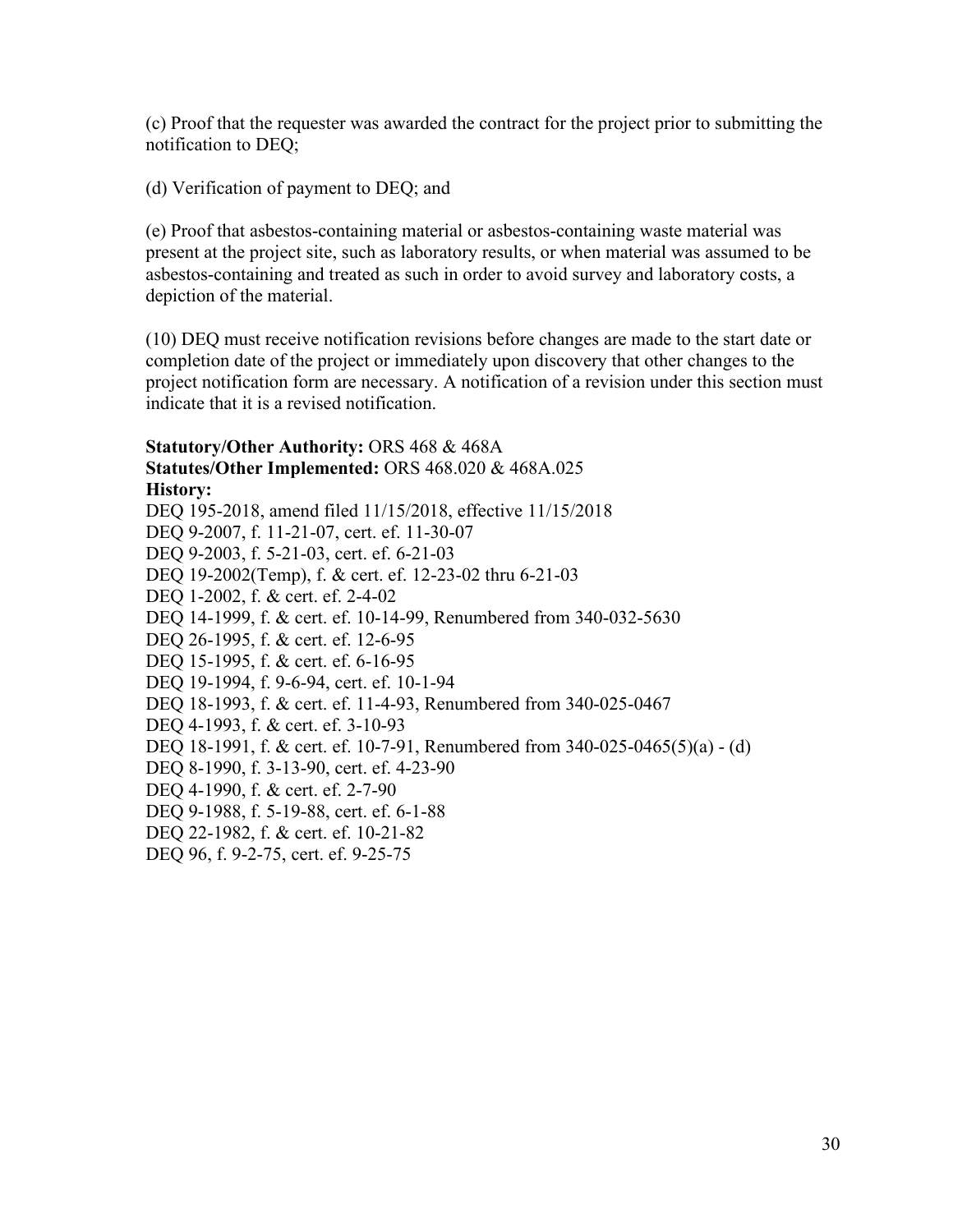(c) Proof that the requester was awarded the contract for the project prior to submitting the notification to DEQ;

(d) Verification of payment to DEQ; and

(e) Proof that asbestos-containing material or asbestos-containing waste material was present at the project site, such as laboratory results, or when material was assumed to be asbestos-containing and treated as such in order to avoid survey and laboratory costs, a depiction of the material.

(10) DEQ must receive notification revisions before changes are made to the start date or completion date of the project or immediately upon discovery that other changes to the project notification form are necessary. A notification of a revision under this section must indicate that it is a revised notification.

**Statutory/Other Authority:** ORS 468 & 468A
**Statutes/Other Implemented:** ORS 468.020 & 468A.025
**History:**
DEQ 195-2018, amend filed 11/15/2018, effective 11/15/2018
DEQ 9-2007, f. 11-21-07, cert. ef. 11-30-07
DEQ 9-2003, f. 5-21-03, cert. ef. 6-21-03
DEQ 19-2002(Temp), f. & cert. ef. 12-23-02 thru 6-21-03
DEQ 1-2002, f. & cert. ef. 2-4-02
DEQ 14-1999, f. & cert. ef. 10-14-99, Renumbered from 340-032-5630
DEQ 26-1995, f. & cert. ef. 12-6-95
DEQ 15-1995, f. & cert. ef. 6-16-95
DEQ 19-1994, f. 9-6-94, cert. ef. 10-1-94
DEQ 18-1993, f. & cert. ef. 11-4-93, Renumbered from 340-025-0467
DEQ 4-1993, f. & cert. ef. 3-10-93
DEQ 18-1991, f. & cert. ef. 10-7-91, Renumbered from 340-025-0465(5)(a) - (d)
DEQ 8-1990, f. 3-13-90, cert. ef. 4-23-90
DEQ 4-1990, f. & cert. ef. 2-7-90
DEQ 9-1988, f. 5-19-88, cert. ef. 6-1-88
DEQ 22-1982, f. & cert. ef. 10-21-82
DEQ 96, f. 9-2-75, cert. ef. 9-25-75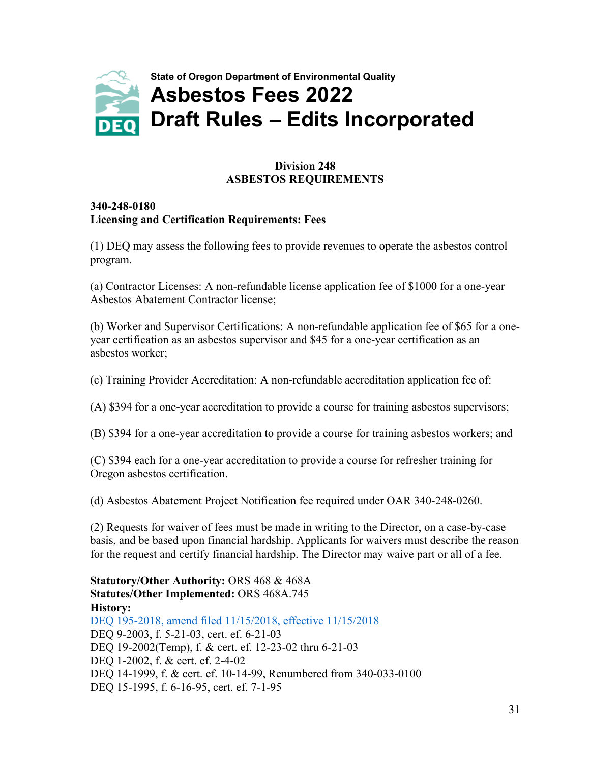State of Oregon Department of Environmental Quality

# Asbestos Fees 2022 Draft Rules – Edits Incorporated

## Division 248
## ASBESTOS REQUIREMENTS

### 340-248-0180
### Licensing and Certification Requirements: Fees

(1) DEQ may assess the following fees to provide revenues to operate the asbestos control program.

(a) Contractor Licenses: A non-refundable license application fee of $1000 for a one-year Asbestos Abatement Contractor license;

(b) Worker and Supervisor Certifications: A non-refundable application fee of $65 for a one-year certification as an asbestos supervisor and $45 for a one-year certification as an asbestos worker;

(c) Training Provider Accreditation: A non-refundable accreditation application fee of:

(A) $394 for a one-year accreditation to provide a course for training asbestos supervisors;

(B) $394 for a one-year accreditation to provide a course for training asbestos workers; and

(C) $394 each for a one-year accreditation to provide a course for refresher training for Oregon asbestos certification.

(d) Asbestos Abatement Project Notification fee required under OAR 340-248-0260.

(2) Requests for waiver of fees must be made in writing to the Director, on a case-by-case basis, and be based upon financial hardship. Applicants for waivers must describe the reason for the request and certify financial hardship. The Director may waive part or all of a fee.

**Statutory/Other Authority:** ORS 468 & 468A
**Statutes/Other Implemented:** ORS 468A.745
**History:**
DEQ 195-2018, amend filed 11/15/2018, effective 11/15/2018
DEQ 9-2003, f. 5-21-03, cert. ef. 6-21-03
DEQ 19-2002(Temp), f. & cert. ef. 12-23-02 thru 6-21-03
DEQ 1-2002, f. & cert. ef. 2-4-02
DEQ 14-1999, f. & cert. ef. 10-14-99, Renumbered from 340-033-0100
DEQ 15-1995, f. 6-16-95, cert. ef. 7-1-95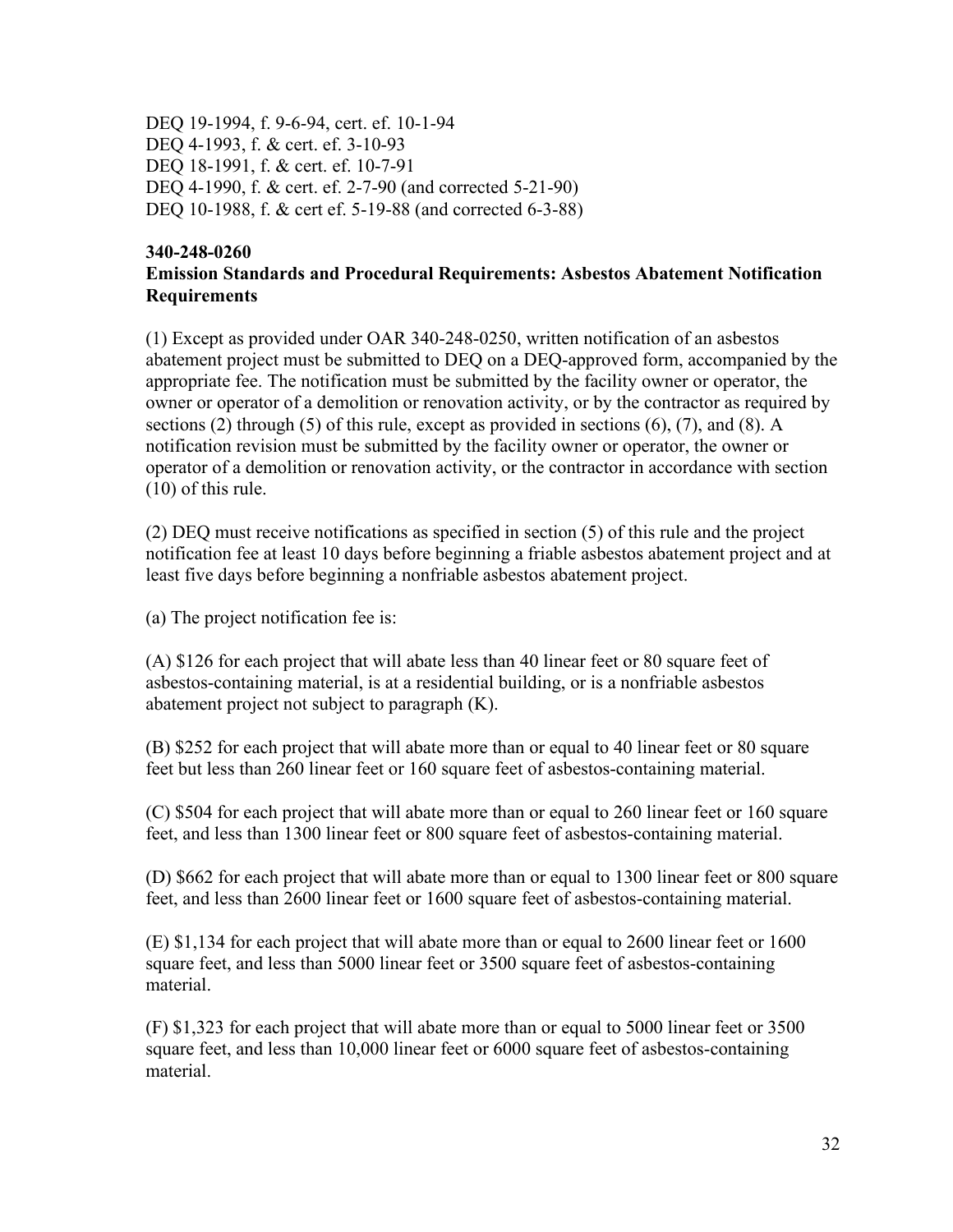DEQ 19-1994, f. 9-6-94, cert. ef. 10-1-94
DEQ 4-1993, f. & cert. ef. 3-10-93
DEQ 18-1991, f. & cert. ef. 10-7-91
DEQ 4-1990, f. & cert. ef. 2-7-90 (and corrected 5-21-90)
DEQ 10-1988, f. & cert ef. 5-19-88 (and corrected 6-3-88)

**340-248-0260**
**Emission Standards and Procedural Requirements: Asbestos Abatement Notification Requirements**

(1) Except as provided under OAR 340-248-0250, written notification of an asbestos abatement project must be submitted to DEQ on a DEQ-approved form, accompanied by the appropriate fee. The notification must be submitted by the facility owner or operator, the owner or operator of a demolition or renovation activity, or by the contractor as required by sections (2) through (5) of this rule, except as provided in sections (6), (7), and (8). A notification revision must be submitted by the facility owner or operator, the owner or operator of a demolition or renovation activity, or the contractor in accordance with section (10) of this rule.

(2) DEQ must receive notifications as specified in section (5) of this rule and the project notification fee at least 10 days before beginning a friable asbestos abatement project and at least five days before beginning a nonfriable asbestos abatement project.

(a) The project notification fee is:

(A) $126 for each project that will abate less than 40 linear feet or 80 square feet of asbestos-containing material, is at a residential building, or is a nonfriable asbestos abatement project not subject to paragraph (K).

(B) $252 for each project that will abate more than or equal to 40 linear feet or 80 square feet but less than 260 linear feet or 160 square feet of asbestos-containing material.

(C) $504 for each project that will abate more than or equal to 260 linear feet or 160 square feet, and less than 1300 linear feet or 800 square feet of asbestos-containing material.

(D) $662 for each project that will abate more than or equal to 1300 linear feet or 800 square feet, and less than 2600 linear feet or 1600 square feet of asbestos-containing material.

(E) $1,134 for each project that will abate more than or equal to 2600 linear feet or 1600 square feet, and less than 5000 linear feet or 3500 square feet of asbestos-containing material.

(F) $1,323 for each project that will abate more than or equal to 5000 linear feet or 3500 square feet, and less than 10,000 linear feet or 6000 square feet of asbestos-containing material.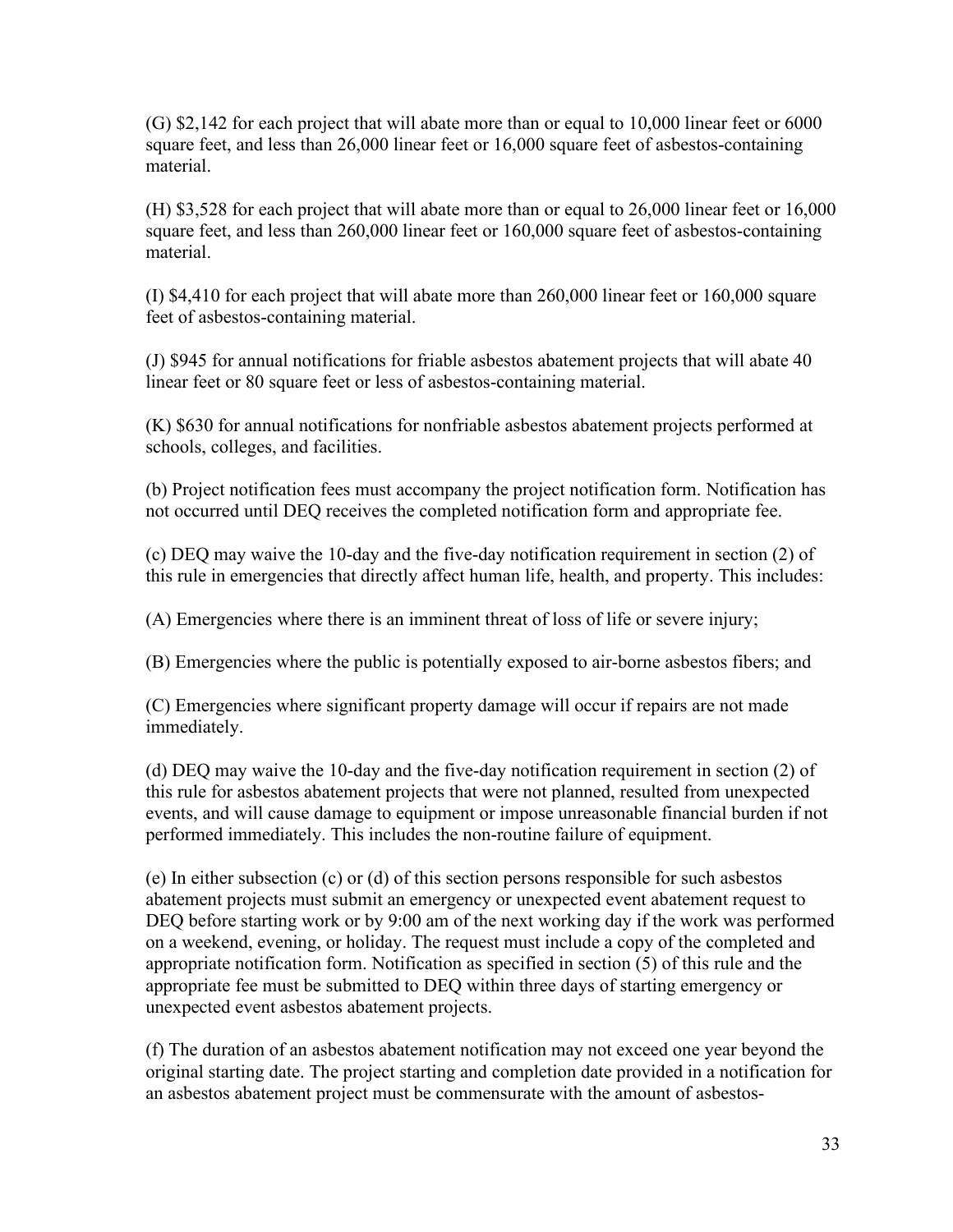(G) $2,142 for each project that will abate more than or equal to 10,000 linear feet or 6000 square feet, and less than 26,000 linear feet or 16,000 square feet of asbestos-containing material.

(H) $3,528 for each project that will abate more than or equal to 26,000 linear feet or 16,000 square feet, and less than 260,000 linear feet or 160,000 square feet of asbestos-containing material.

(I) $4,410 for each project that will abate more than 260,000 linear feet or 160,000 square feet of asbestos-containing material.

(J) $945 for annual notifications for friable asbestos abatement projects that will abate 40 linear feet or 80 square feet or less of asbestos-containing material.

(K) $630 for annual notifications for nonfriable asbestos abatement projects performed at schools, colleges, and facilities.

(b) Project notification fees must accompany the project notification form. Notification has not occurred until DEQ receives the completed notification form and appropriate fee.

(c) DEQ may waive the 10-day and the five-day notification requirement in section (2) of this rule in emergencies that directly affect human life, health, and property. This includes:

(A) Emergencies where there is an imminent threat of loss of life or severe injury;

(B) Emergencies where the public is potentially exposed to air-borne asbestos fibers; and

(C) Emergencies where significant property damage will occur if repairs are not made immediately.

(d) DEQ may waive the 10-day and the five-day notification requirement in section (2) of this rule for asbestos abatement projects that were not planned, resulted from unexpected events, and will cause damage to equipment or impose unreasonable financial burden if not performed immediately. This includes the non-routine failure of equipment.

(e) In either subsection (c) or (d) of this section persons responsible for such asbestos abatement projects must submit an emergency or unexpected event abatement request to DEQ before starting work or by 9:00 am of the next working day if the work was performed on a weekend, evening, or holiday. The request must include a copy of the completed and appropriate notification form. Notification as specified in section (5) of this rule and the appropriate fee must be submitted to DEQ within three days of starting emergency or unexpected event asbestos abatement projects.

(f) The duration of an asbestos abatement notification may not exceed one year beyond the original starting date. The project starting and completion date provided in a notification for an asbestos abatement project must be commensurate with the amount of asbestos-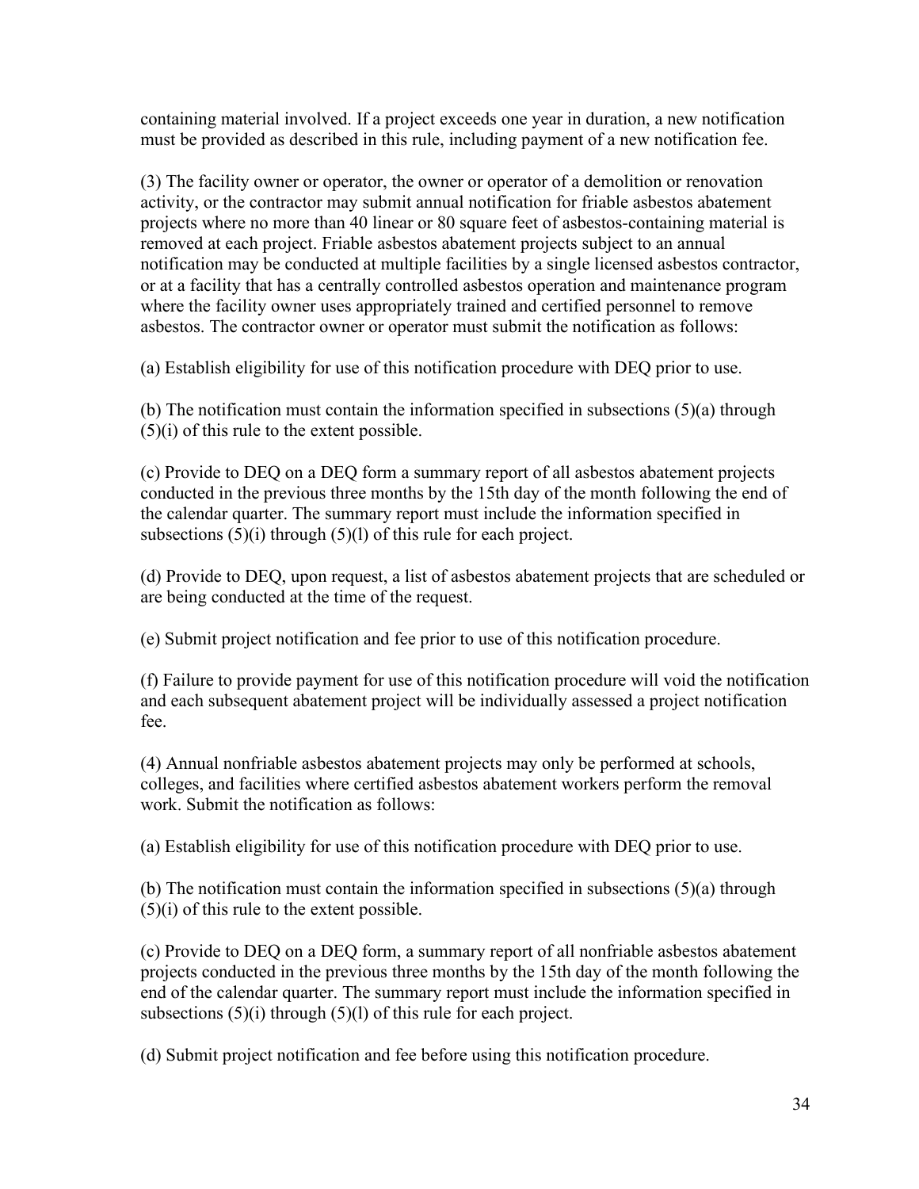containing material involved. If a project exceeds one year in duration, a new notification must be provided as described in this rule, including payment of a new notification fee.

(3) The facility owner or operator, the owner or operator of a demolition or renovation activity, or the contractor may submit annual notification for friable asbestos abatement projects where no more than 40 linear or 80 square feet of asbestos-containing material is removed at each project. Friable asbestos abatement projects subject to an annual notification may be conducted at multiple facilities by a single licensed asbestos contractor, or at a facility that has a centrally controlled asbestos operation and maintenance program where the facility owner uses appropriately trained and certified personnel to remove asbestos. The contractor owner or operator must submit the notification as follows:

(a) Establish eligibility for use of this notification procedure with DEQ prior to use.

(b) The notification must contain the information specified in subsections (5)(a) through (5)(i) of this rule to the extent possible.

(c) Provide to DEQ on a DEQ form a summary report of all asbestos abatement projects conducted in the previous three months by the 15th day of the month following the end of the calendar quarter. The summary report must include the information specified in subsections (5)(i) through (5)(l) of this rule for each project.

(d) Provide to DEQ, upon request, a list of asbestos abatement projects that are scheduled or are being conducted at the time of the request.

(e) Submit project notification and fee prior to use of this notification procedure.

(f) Failure to provide payment for use of this notification procedure will void the notification and each subsequent abatement project will be individually assessed a project notification fee.

(4) Annual nonfriable asbestos abatement projects may only be performed at schools, colleges, and facilities where certified asbestos abatement workers perform the removal work. Submit the notification as follows:

(a) Establish eligibility for use of this notification procedure with DEQ prior to use.

(b) The notification must contain the information specified in subsections (5)(a) through (5)(i) of this rule to the extent possible.

(c) Provide to DEQ on a DEQ form, a summary report of all nonfriable asbestos abatement projects conducted in the previous three months by the 15th day of the month following the end of the calendar quarter. The summary report must include the information specified in subsections (5)(i) through (5)(l) of this rule for each project.

(d) Submit project notification and fee before using this notification procedure.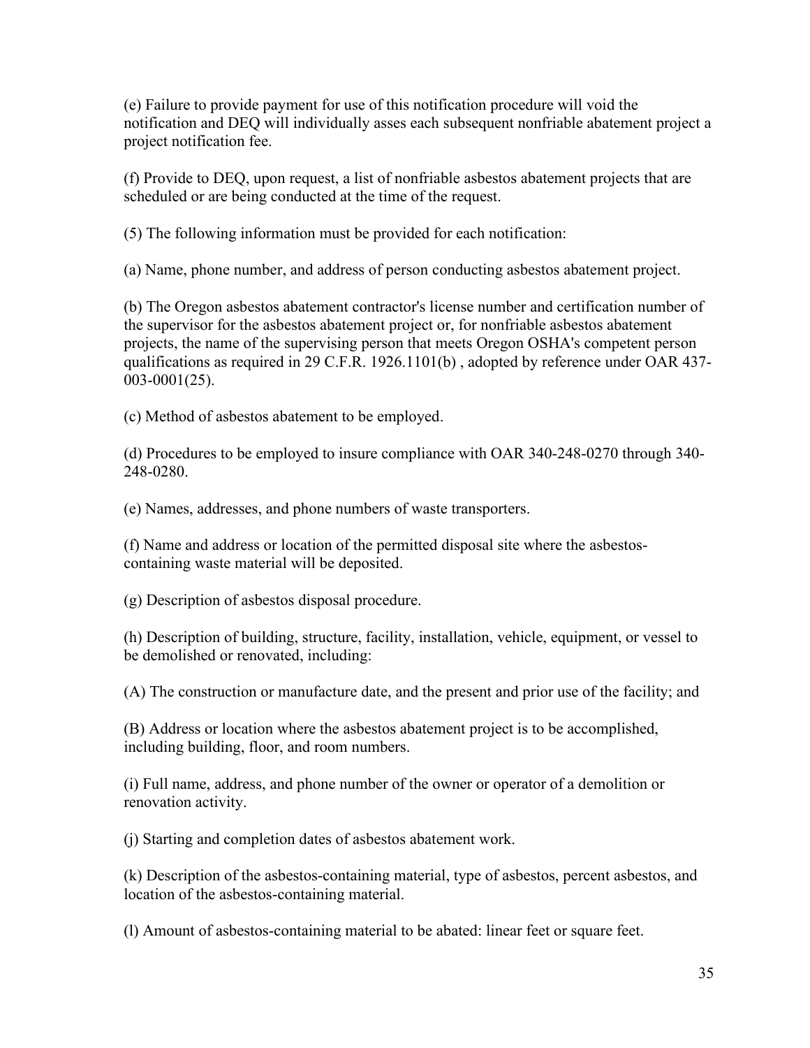(e) Failure to provide payment for use of this notification procedure will void the notification and DEQ will individually asses each subsequent nonfriable abatement project a project notification fee.

(f) Provide to DEQ, upon request, a list of nonfriable asbestos abatement projects that are scheduled or are being conducted at the time of the request.

(5) The following information must be provided for each notification:

(a) Name, phone number, and address of person conducting asbestos abatement project.

(b) The Oregon asbestos abatement contractor's license number and certification number of the supervisor for the asbestos abatement project or, for nonfriable asbestos abatement projects, the name of the supervising person that meets Oregon OSHA's competent person qualifications as required in 29 C.F.R. 1926.1101(b) , adopted by reference under OAR 437-003-0001(25).

(c) Method of asbestos abatement to be employed.

(d) Procedures to be employed to insure compliance with OAR 340-248-0270 through 340-248-0280.

(e) Names, addresses, and phone numbers of waste transporters.

(f) Name and address or location of the permitted disposal site where the asbestos-containing waste material will be deposited.

(g) Description of asbestos disposal procedure.

(h) Description of building, structure, facility, installation, vehicle, equipment, or vessel to be demolished or renovated, including:

(A) The construction or manufacture date, and the present and prior use of the facility; and

(B) Address or location where the asbestos abatement project is to be accomplished, including building, floor, and room numbers.

(i) Full name, address, and phone number of the owner or operator of a demolition or renovation activity.

(j) Starting and completion dates of asbestos abatement work.

(k) Description of the asbestos-containing material, type of asbestos, percent asbestos, and location of the asbestos-containing material.

(l) Amount of asbestos-containing material to be abated: linear feet or square feet.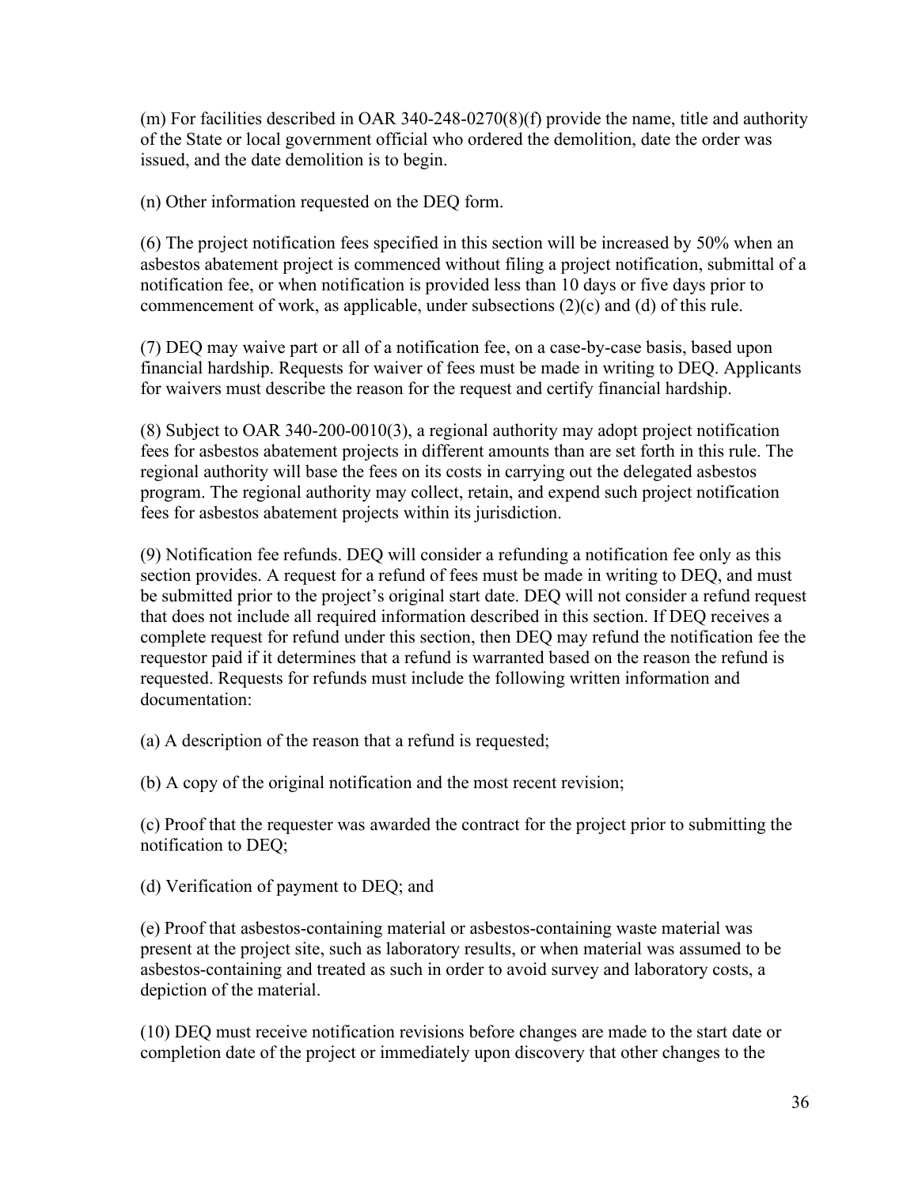(m) For facilities described in OAR 340-248-0270(8)(f) provide the name, title and authority of the State or local government official who ordered the demolition, date the order was issued, and the date demolition is to begin.

(n) Other information requested on the DEQ form.

(6) The project notification fees specified in this section will be increased by 50% when an asbestos abatement project is commenced without filing a project notification, submittal of a notification fee, or when notification is provided less than 10 days or five days prior to commencement of work, as applicable, under subsections (2)(c) and (d) of this rule.

(7) DEQ may waive part or all of a notification fee, on a case-by-case basis, based upon financial hardship. Requests for waiver of fees must be made in writing to DEQ. Applicants for waivers must describe the reason for the request and certify financial hardship.

(8) Subject to OAR 340-200-0010(3), a regional authority may adopt project notification fees for asbestos abatement projects in different amounts than are set forth in this rule. The regional authority will base the fees on its costs in carrying out the delegated asbestos program. The regional authority may collect, retain, and expend such project notification fees for asbestos abatement projects within its jurisdiction.

(9) Notification fee refunds. DEQ will consider a refunding a notification fee only as this section provides. A request for a refund of fees must be made in writing to DEQ, and must be submitted prior to the project's original start date. DEQ will not consider a refund request that does not include all required information described in this section. If DEQ receives a complete request for refund under this section, then DEQ may refund the notification fee the requestor paid if it determines that a refund is warranted based on the reason the refund is requested. Requests for refunds must include the following written information and documentation:

(a) A description of the reason that a refund is requested;

(b) A copy of the original notification and the most recent revision;

(c) Proof that the requester was awarded the contract for the project prior to submitting the notification to DEQ;

(d) Verification of payment to DEQ; and

(e) Proof that asbestos-containing material or asbestos-containing waste material was present at the project site, such as laboratory results, or when material was assumed to be asbestos-containing and treated as such in order to avoid survey and laboratory costs, a depiction of the material.

(10) DEQ must receive notification revisions before changes are made to the start date or completion date of the project or immediately upon discovery that other changes to the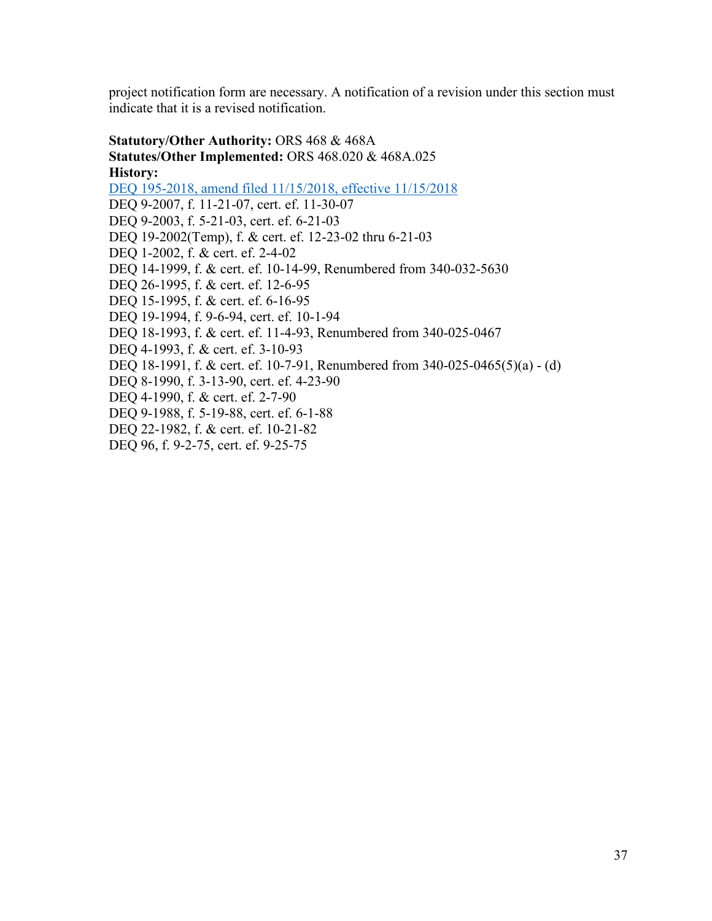project notification form are necessary. A notification of a revision under this section must indicate that it is a revised notification.

**Statutory/Other Authority:** ORS 468 & 468A
**Statutes/Other Implemented:** ORS 468.020 & 468A.025
**History:**
DEQ 195-2018, amend filed 11/15/2018, effective 11/15/2018
DEQ 9-2007, f. 11-21-07, cert. ef. 11-30-07
DEQ 9-2003, f. 5-21-03, cert. ef. 6-21-03
DEQ 19-2002(Temp), f. & cert. ef. 12-23-02 thru 6-21-03
DEQ 1-2002, f. & cert. ef. 2-4-02
DEQ 14-1999, f. & cert. ef. 10-14-99, Renumbered from 340-032-5630
DEQ 26-1995, f. & cert. ef. 12-6-95
DEQ 15-1995, f. & cert. ef. 6-16-95
DEQ 19-1994, f. 9-6-94, cert. ef. 10-1-94
DEQ 18-1993, f. & cert. ef. 11-4-93, Renumbered from 340-025-0467
DEQ 4-1993, f. & cert. ef. 3-10-93
DEQ 18-1991, f. & cert. ef. 10-7-91, Renumbered from 340-025-0465(5)(a) - (d)
DEQ 8-1990, f. 3-13-90, cert. ef. 4-23-90
DEQ 4-1990, f. & cert. ef. 2-7-90
DEQ 9-1988, f. 5-19-88, cert. ef. 6-1-88
DEQ 22-1982, f. & cert. ef. 10-21-82
DEQ 96, f. 9-2-75, cert. ef. 9-25-75